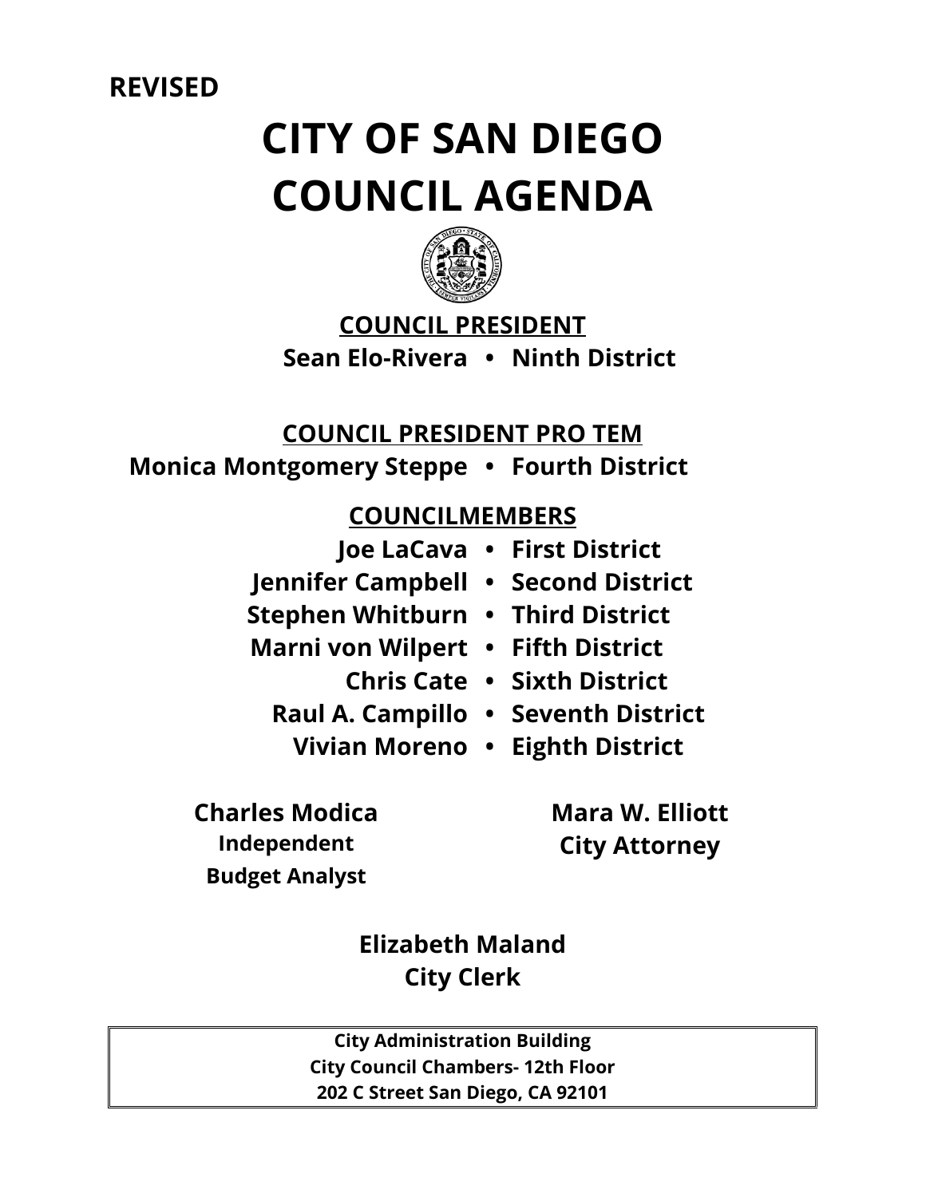**REVISED**

# CITY OF SAN DIEGO
# COUNCIL AGENDA

**COUNCIL PRESIDENT**

**Sean Elo-Rivera • Ninth District**

**COUNCIL PRESIDENT PRO TEM**

**Monica Montgomery Steppe • Fourth District**

**COUNCILMEMBERS**

**Joe LaCava • First District**
**Jennifer Campbell • Second District**
**Stephen Whitburn • Third District**
**Marni von Wilpert • Fifth District**
**Chris Cate • Sixth District**
**Raul A. Campillo • Seventh District**
**Vivian Moreno • Eighth District**

**Charles Modica**
**Independent Budget Analyst**

**Mara W. Elliott**
**City Attorney**

**Elizabeth Maland**
**City Clerk**

| City Administration Building |
| --- |
| City Council Chambers- 12th Floor |
| 202 C Street San Diego, CA 92101 |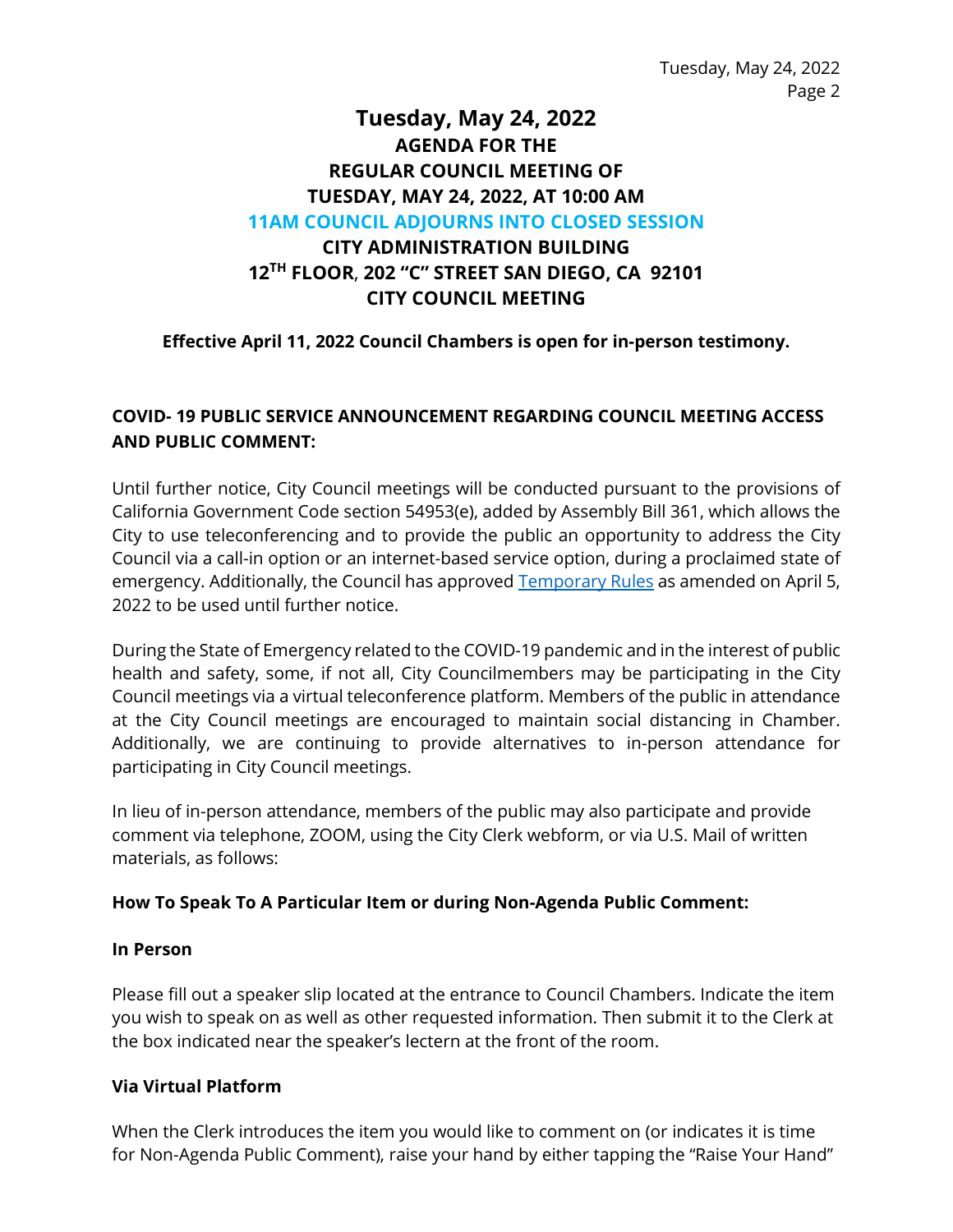# Tuesday, May 24, 2022

## AGENDA FOR THE REGULAR COUNCIL MEETING OF TUESDAY, MAY 24, 2022, AT 10:00 AM

## 11AM COUNCIL ADJOURNS INTO CLOSED SESSION

## CITY ADMINISTRATION BUILDING 12TH FLOOR, 202 "C" STREET SAN DIEGO, CA 92101

## CITY COUNCIL MEETING

**Effective April 11, 2022 Council Chambers is open for in-person testimony.**

**COVID- 19 PUBLIC SERVICE ANNOUNCEMENT REGARDING COUNCIL MEETING ACCESS AND PUBLIC COMMENT:**

Until further notice, City Council meetings will be conducted pursuant to the provisions of California Government Code section 54953(e), added by Assembly Bill 361, which allows the City to use teleconferencing and to provide the public an opportunity to address the City Council via a call-in option or an internet-based service option, during a proclaimed state of emergency. Additionally, the Council has approved Temporary Rules as amended on April 5, 2022 to be used until further notice.

During the State of Emergency related to the COVID-19 pandemic and in the interest of public health and safety, some, if not all, City Councilmembers may be participating in the City Council meetings via a virtual teleconference platform. Members of the public in attendance at the City Council meetings are encouraged to maintain social distancing in Chamber. Additionally, we are continuing to provide alternatives to in-person attendance for participating in City Council meetings.

In lieu of in-person attendance, members of the public may also participate and provide comment via telephone, ZOOM, using the City Clerk webform, or via U.S. Mail of written materials, as follows:

**How To Speak To A Particular Item or during Non-Agenda Public Comment:**

**In Person**

Please fill out a speaker slip located at the entrance to Council Chambers. Indicate the item you wish to speak on as well as other requested information. Then submit it to the Clerk at the box indicated near the speaker's lectern at the front of the room.

**Via Virtual Platform**

When the Clerk introduces the item you would like to comment on (or indicates it is time for Non-Agenda Public Comment), raise your hand by either tapping the "Raise Your Hand"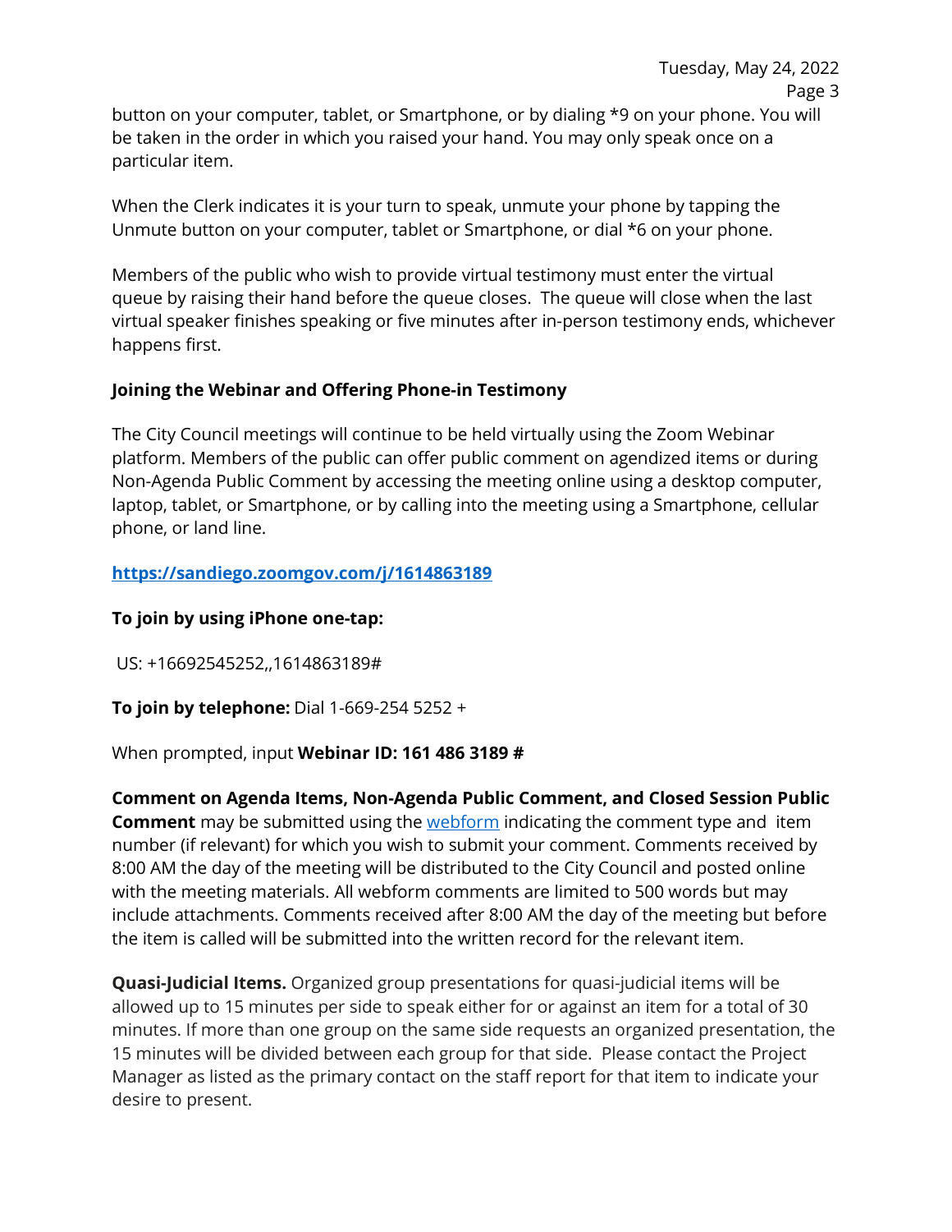button on your computer, tablet, or Smartphone, or by dialing *9 on your phone. You will be taken in the order in which you raised your hand. You may only speak once on a particular item.

When the Clerk indicates it is your turn to speak, unmute your phone by tapping the Unmute button on your computer, tablet or Smartphone, or dial *6 on your phone.

Members of the public who wish to provide virtual testimony must enter the virtual queue by raising their hand before the queue closes. The queue will close when the last virtual speaker finishes speaking or five minutes after in-person testimony ends, whichever happens first.

**Joining the Webinar and Offering Phone-in Testimony**

The City Council meetings will continue to be held virtually using the Zoom Webinar platform. Members of the public can offer public comment on agendized items or during Non-Agenda Public Comment by accessing the meeting online using a desktop computer, laptop, tablet, or Smartphone, or by calling into the meeting using a Smartphone, cellular phone, or land line.

**https://sandiego.zoomgov.com/j/1614863189**

**To join by using iPhone one-tap:**

US: +16692545252,,1614863189#

**To join by telephone:** Dial 1-669-254 5252 +

When prompted, input **Webinar ID: 161 486 3189 #**

**Comment on Agenda Items, Non-Agenda Public Comment, and Closed Session Public Comment** may be submitted using the webform indicating the comment type and item number (if relevant) for which you wish to submit your comment. Comments received by 8:00 AM the day of the meeting will be distributed to the City Council and posted online with the meeting materials. All webform comments are limited to 500 words but may include attachments. Comments received after 8:00 AM the day of the meeting but before the item is called will be submitted into the written record for the relevant item.

**Quasi-Judicial Items.** Organized group presentations for quasi-judicial items will be allowed up to 15 minutes per side to speak either for or against an item for a total of 30 minutes. If more than one group on the same side requests an organized presentation, the 15 minutes will be divided between each group for that side. Please contact the Project Manager as listed as the primary contact on the staff report for that item to indicate your desire to present.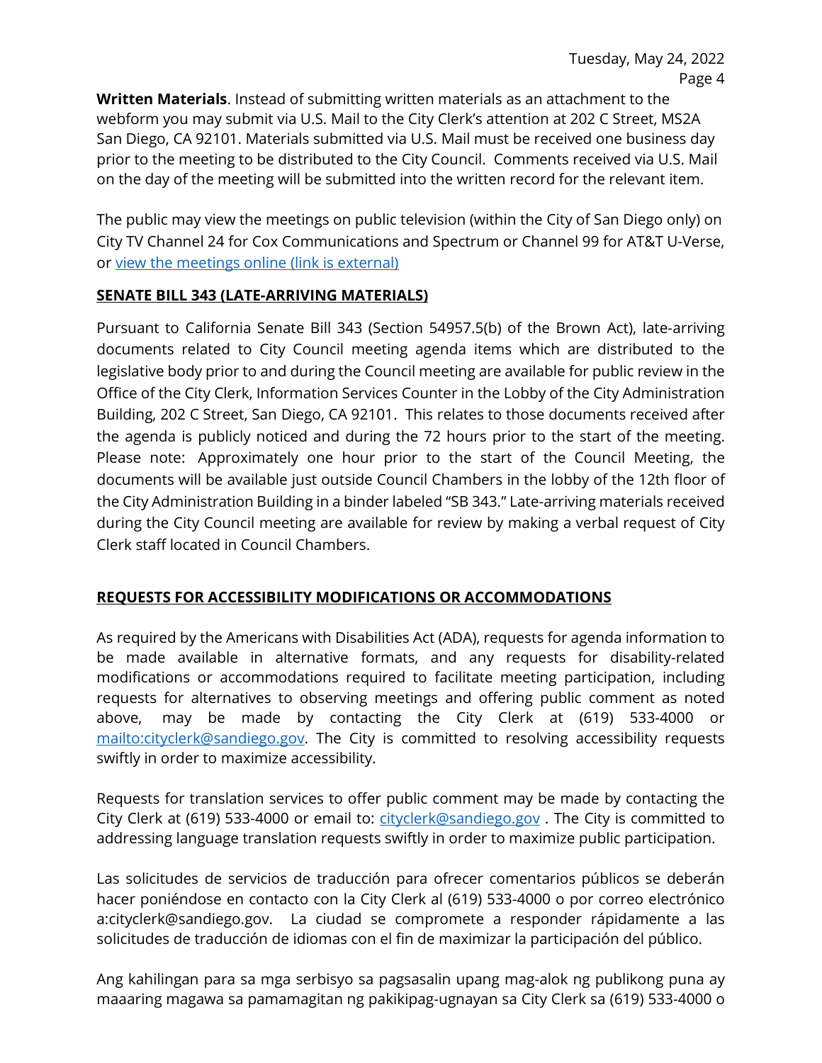**Written Materials**. Instead of submitting written materials as an attachment to the webform you may submit via U.S. Mail to the City Clerk's attention at 202 C Street, MS2A San Diego, CA 92101. Materials submitted via U.S. Mail must be received one business day prior to the meeting to be distributed to the City Council. Comments received via U.S. Mail on the day of the meeting will be submitted into the written record for the relevant item.

The public may view the meetings on public television (within the City of San Diego only) on City TV Channel 24 for Cox Communications and Spectrum or Channel 99 for AT&T U-Verse, or [view the meetings online (link is external)]()

**SENATE BILL 343 (LATE-ARRIVING MATERIALS)**

Pursuant to California Senate Bill 343 (Section 54957.5(b) of the Brown Act), late-arriving documents related to City Council meeting agenda items which are distributed to the legislative body prior to and during the Council meeting are available for public review in the Office of the City Clerk, Information Services Counter in the Lobby of the City Administration Building, 202 C Street, San Diego, CA 92101. This relates to those documents received after the agenda is publicly noticed and during the 72 hours prior to the start of the meeting. Please note: Approximately one hour prior to the start of the Council Meeting, the documents will be available just outside Council Chambers in the lobby of the 12th floor of the City Administration Building in a binder labeled "SB 343." Late-arriving materials received during the City Council meeting are available for review by making a verbal request of City Clerk staff located in Council Chambers.

**REQUESTS FOR ACCESSIBILITY MODIFICATIONS OR ACCOMMODATIONS**

As required by the Americans with Disabilities Act (ADA), requests for agenda information to be made available in alternative formats, and any requests for disability-related modifications or accommodations required to facilitate meeting participation, including requests for alternatives to observing meetings and offering public comment as noted above, may be made by contacting the City Clerk at (619) 533-4000 or [mailto:cityclerk@sandiego.gov](mailto:cityclerk@sandiego.gov). The City is committed to resolving accessibility requests swiftly in order to maximize accessibility.

Requests for translation services to offer public comment may be made by contacting the City Clerk at (619) 533-4000 or email to: [cityclerk@sandiego.gov](mailto:cityclerk@sandiego.gov) . The City is committed to addressing language translation requests swiftly in order to maximize public participation.

Las solicitudes de servicios de traducción para ofrecer comentarios públicos se deberán hacer poniéndose en contacto con la City Clerk al (619) 533-4000 o por correo electrónico a:cityclerk@sandiego.gov. La ciudad se compromete a responder rápidamente a las solicitudes de traducción de idiomas con el fin de maximizar la participación del público.

Ang kahilingan para sa mga serbisyo sa pagsasalin upang mag-alok ng publikong puna ay maaaring magawa sa pamamagitan ng pakikipag-ugnayan sa City Clerk sa (619) 533-4000 o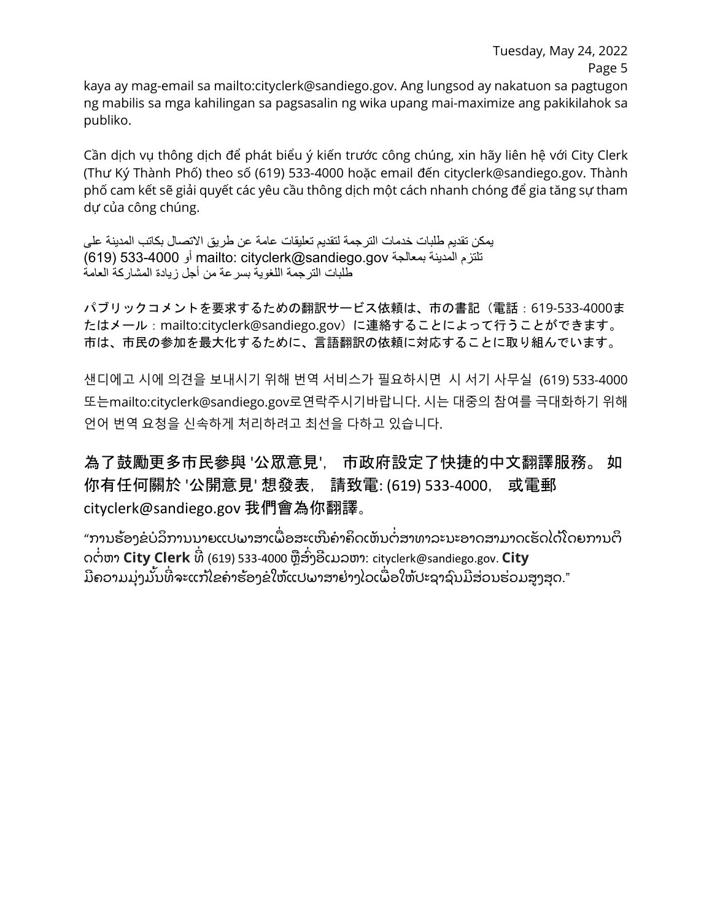kaya ay mag-email sa mailto:cityclerk@sandiego.gov. Ang lungsod ay nakatuon sa pagtugon ng mabilis sa mga kahilingan sa pagsasalin ng wika upang mai-maximize ang pakikilahok sa publiko.

Cần dịch vụ thông dịch để phát biểu ý kiến trước công chúng, xin hãy liên hệ với City Clerk (Thư Ký Thành Phố) theo số (619) 533-4000 hoặc email đến cityclerk@sandiego.gov. Thành phố cam kết sẽ giải quyết các yêu cầu thông dịch một cách nhanh chóng để gia tăng sự tham dự của công chúng.

يمكن تقديم طلبات خدمات الترجمة لتقديم تعليقات عامة عن طريق الاتصال بكاتب المدينة على
(619) 533-4000 أو mailto: cityclerk@sandiego.gov تلتزم المدينة بمعالجة
طلبات الترجمة اللغوية بسرعة من أجل زيادة المشاركة العامة

**パブリックコメントを要求するための翻訳サービス依頼は、市の書記（電話：619-533-4000またはメール：mailto:cityclerk@sandiego.gov）に連絡することによって行うことができます。市は、市民の参加を最大化するために、言語翻訳の依頼に対応することに取り組んでいます。**

샌디에고 시에 의견을 보내시기 위해 번역 서비스가 필요하시면 시 서기 사무실 (619) 533-4000 또는mailto:cityclerk@sandiego.gov로연락주시기바랍니다. 시는 대중의 참여를 극대화하기 위해 언어 번역 요청을 신속하게 처리하려고 최선을 다하고 있습니다.

**為了鼓勵更多市民參與 '公眾意見'， 市政府設定了快捷的中文翻譯服務。 如你有任何關於 '公開意見' 想發表， 請致電: (619) 533-4000， 或電郵 cityclerk@sandiego.gov 我們會為你翻譯。**

“ການຮ້ອງຂໍບໍລິການນາຍແປພາສາເພື່ອສະເໜີຄໍາຄິດເຫັນຕໍ່ສາທາລະນະອາດສາມາດເຮັດໄດ້ໂດຍການຕິດຕໍ່ຫາ **City Clerk** ທີ່ (619) 533-4000 ຫຼືສົ່ງອີເມວຫາ: cityclerk@sandiego.gov. **City** ມີຄວາມມຸ່ງໝັ້ນທີ່ຈະແກ້ໄຂຄໍາຮ້ອງຂໍໃຫ້ແປພາສາຢ່າງໄວເພື່ອໃຫ້ປະຊາຊົນມີສ່ວນຮ່ວມສູງສຸດ.”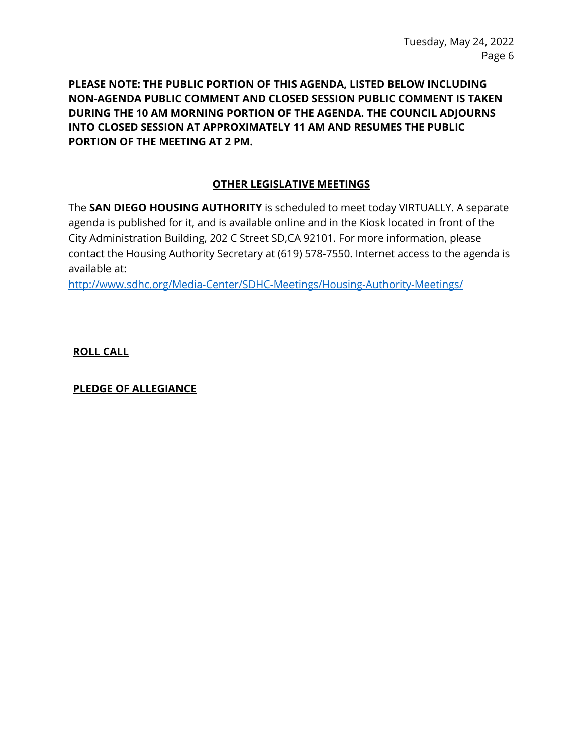**PLEASE NOTE: THE PUBLIC PORTION OF THIS AGENDA, LISTED BELOW INCLUDING NON-AGENDA PUBLIC COMMENT AND CLOSED SESSION PUBLIC COMMENT IS TAKEN DURING THE 10 AM MORNING PORTION OF THE AGENDA. THE COUNCIL ADJOURNS INTO CLOSED SESSION AT APPROXIMATELY 11 AM AND RESUMES THE PUBLIC PORTION OF THE MEETING AT 2 PM.**

## OTHER LEGISLATIVE MEETINGS

The **SAN DIEGO HOUSING AUTHORITY** is scheduled to meet today VIRTUALLY. A separate agenda is published for it, and is available online and in the Kiosk located in front of the City Administration Building, 202 C Street SD,CA 92101. For more information, please contact the Housing Authority Secretary at (619) 578-7550. Internet access to the agenda is available at:
http://www.sdhc.org/Media-Center/SDHC-Meetings/Housing-Authority-Meetings/

## ROLL CALL

## PLEDGE OF ALLEGIANCE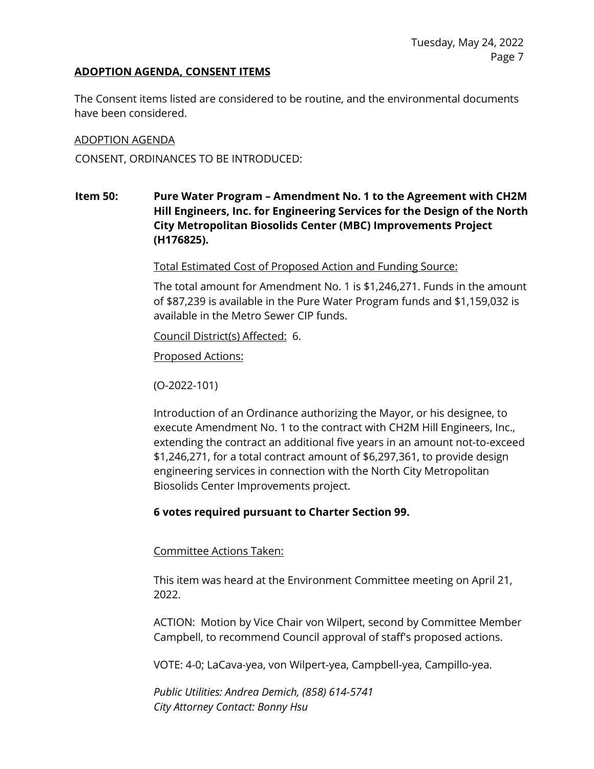**ADOPTION AGENDA, CONSENT ITEMS**

The Consent items listed are considered to be routine, and the environmental documents have been considered.

ADOPTION AGENDA

CONSENT, ORDINANCES TO BE INTRODUCED:

**Item 50: Pure Water Program – Amendment No. 1 to the Agreement with CH2M Hill Engineers, Inc. for Engineering Services for the Design of the North City Metropolitan Biosolids Center (MBC) Improvements Project (H176825).**

Total Estimated Cost of Proposed Action and Funding Source:

The total amount for Amendment No. 1 is $1,246,271. Funds in the amount of $87,239 is available in the Pure Water Program funds and $1,159,032 is available in the Metro Sewer CIP funds.

Council District(s) Affected: 6.

Proposed Actions:

(O-2022-101)

Introduction of an Ordinance authorizing the Mayor, or his designee, to execute Amendment No. 1 to the contract with CH2M Hill Engineers, Inc., extending the contract an additional five years in an amount not-to-exceed $1,246,271, for a total contract amount of $6,297,361, to provide design engineering services in connection with the North City Metropolitan Biosolids Center Improvements project.

**6 votes required pursuant to Charter Section 99.**

Committee Actions Taken:

This item was heard at the Environment Committee meeting on April 21, 2022.

ACTION: Motion by Vice Chair von Wilpert, second by Committee Member Campbell, to recommend Council approval of staff's proposed actions.

VOTE: 4-0; LaCava-yea, von Wilpert-yea, Campbell-yea, Campillo-yea.

*Public Utilities: Andrea Demich, (858) 614-5741*
*City Attorney Contact: Bonny Hsu*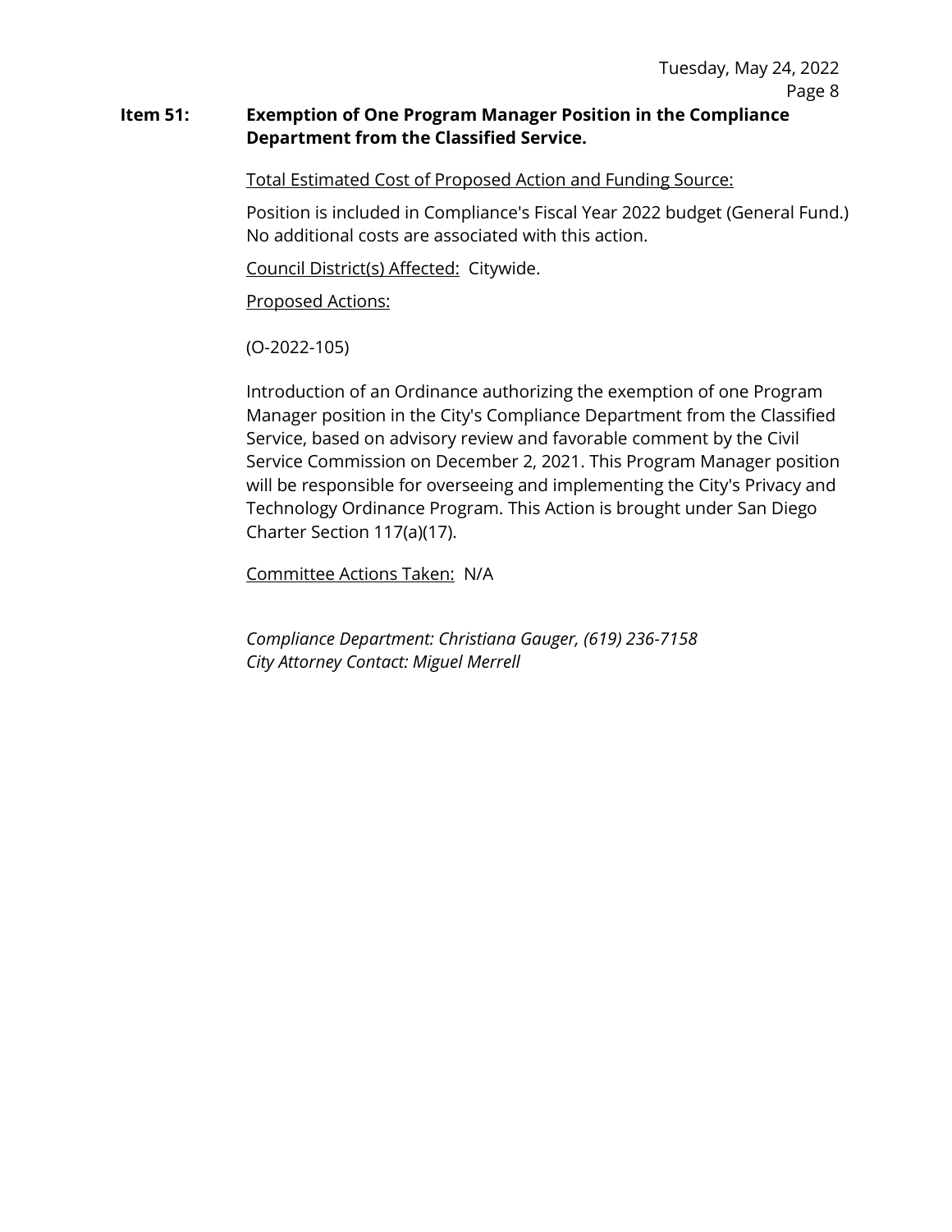**Item 51:** **Exemption of One Program Manager Position in the Compliance Department from the Classified Service.**

Total Estimated Cost of Proposed Action and Funding Source:

Position is included in Compliance's Fiscal Year 2022 budget (General Fund.) No additional costs are associated with this action.

Council District(s) Affected: Citywide.

Proposed Actions:

(O-2022-105)

Introduction of an Ordinance authorizing the exemption of one Program Manager position in the City's Compliance Department from the Classified Service, based on advisory review and favorable comment by the Civil Service Commission on December 2, 2021. This Program Manager position will be responsible for overseeing and implementing the City's Privacy and Technology Ordinance Program. This Action is brought under San Diego Charter Section 117(a)(17).

Committee Actions Taken: N/A

*Compliance Department: Christiana Gauger, (619) 236-7158*
*City Attorney Contact: Miguel Merrell*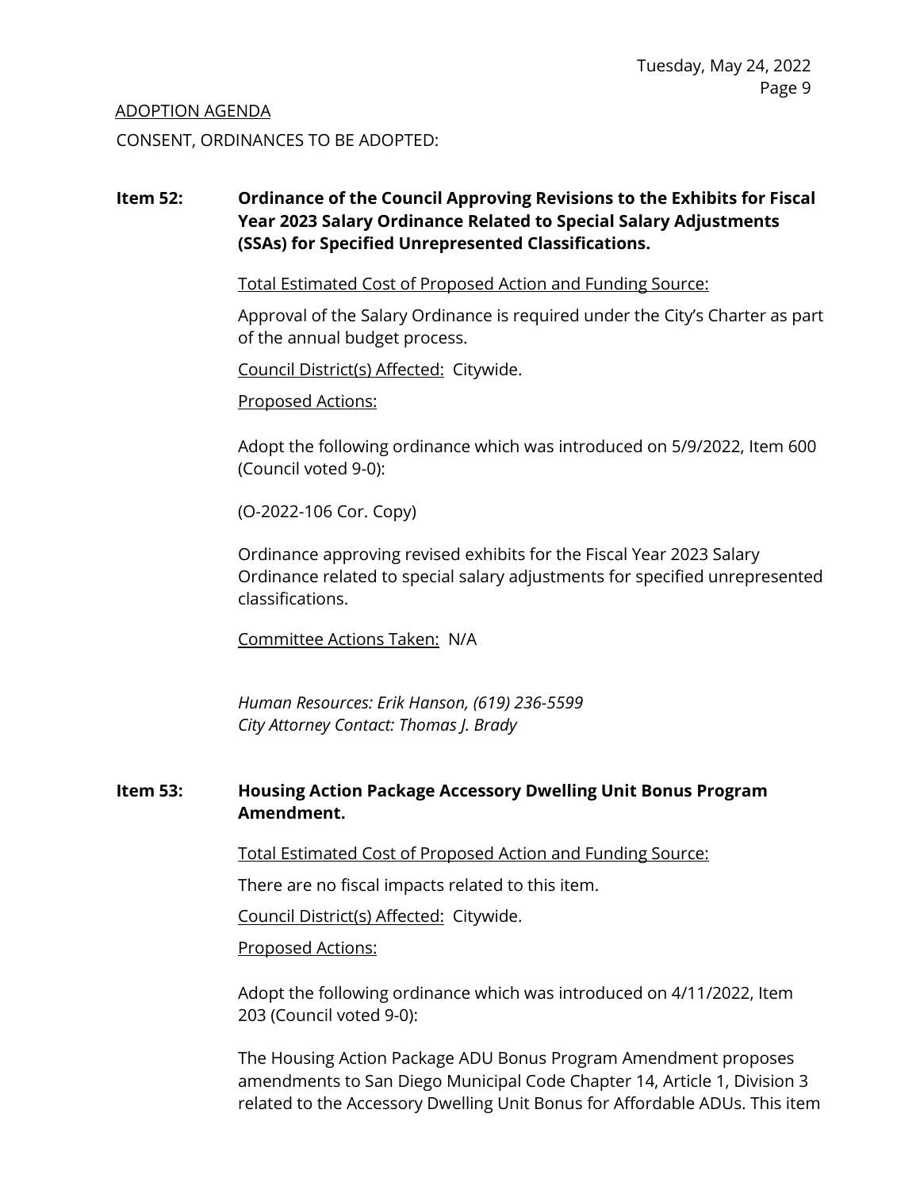ADOPTION AGENDA

CONSENT, ORDINANCES TO BE ADOPTED:

**Item 52: Ordinance of the Council Approving Revisions to the Exhibits for Fiscal Year 2023 Salary Ordinance Related to Special Salary Adjustments (SSAs) for Specified Unrepresented Classifications.**

Total Estimated Cost of Proposed Action and Funding Source:

Approval of the Salary Ordinance is required under the City's Charter as part of the annual budget process.

Council District(s) Affected: Citywide.

Proposed Actions:

Adopt the following ordinance which was introduced on 5/9/2022, Item 600 (Council voted 9-0):

(O-2022-106 Cor. Copy)

Ordinance approving revised exhibits for the Fiscal Year 2023 Salary Ordinance related to special salary adjustments for specified unrepresented classifications.

Committee Actions Taken: N/A

*Human Resources: Erik Hanson, (619) 236-5599*
*City Attorney Contact: Thomas J. Brady*

**Item 53: Housing Action Package Accessory Dwelling Unit Bonus Program Amendment.**

Total Estimated Cost of Proposed Action and Funding Source:

There are no fiscal impacts related to this item.

Council District(s) Affected: Citywide.

Proposed Actions:

Adopt the following ordinance which was introduced on 4/11/2022, Item 203 (Council voted 9-0):

The Housing Action Package ADU Bonus Program Amendment proposes amendments to San Diego Municipal Code Chapter 14, Article 1, Division 3 related to the Accessory Dwelling Unit Bonus for Affordable ADUs. This item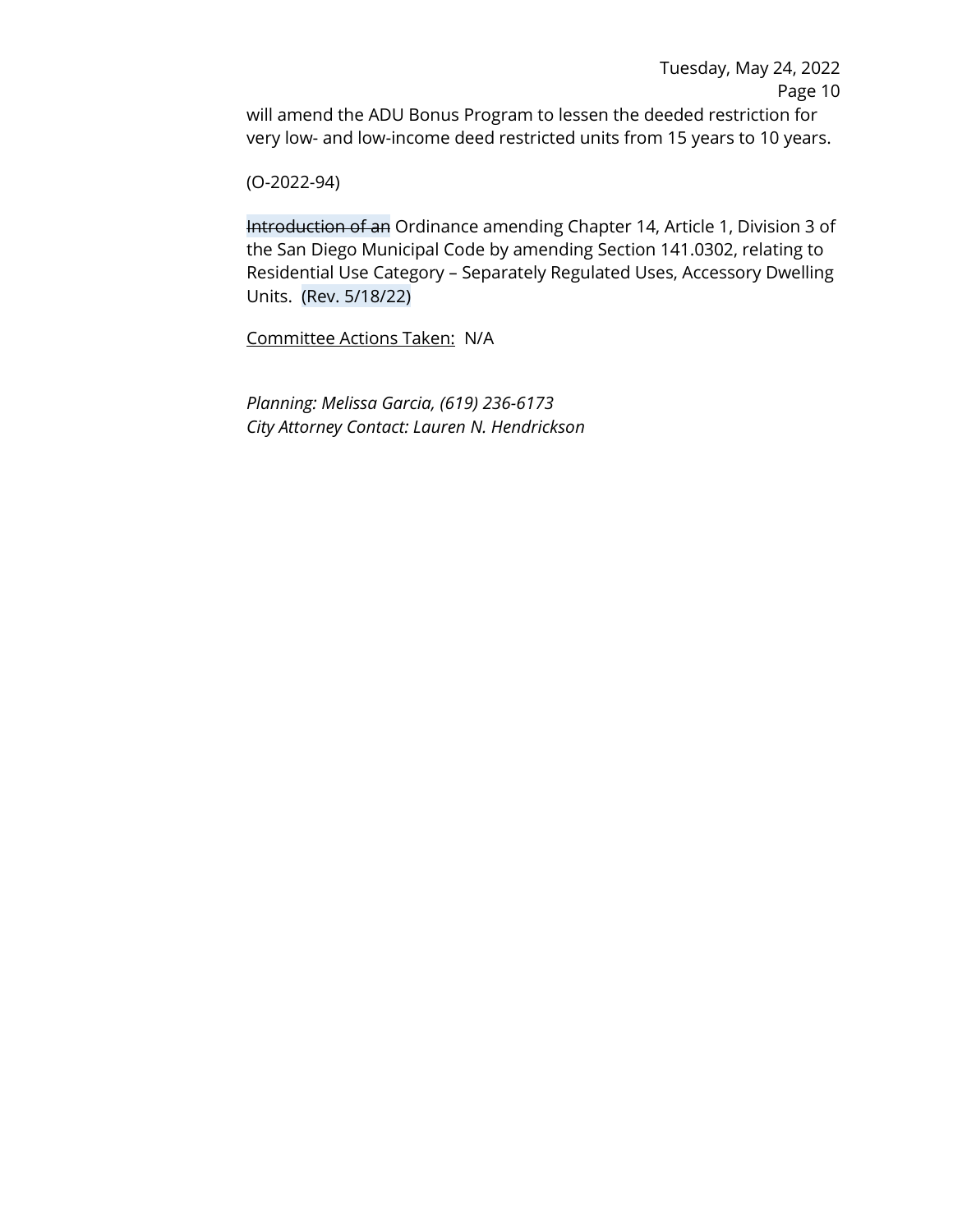will amend the ADU Bonus Program to lessen the deeded restriction for very low- and low-income deed restricted units from 15 years to 10 years.

(O-2022-94)

~~Introduction of an~~ Ordinance amending Chapter 14, Article 1, Division 3 of the San Diego Municipal Code by amending Section 141.0302, relating to Residential Use Category – Separately Regulated Uses, Accessory Dwelling Units. (Rev. 5/18/22)

<u>Committee Actions Taken:</u> N/A

*Planning: Melissa Garcia, (619) 236-6173*
*City Attorney Contact: Lauren N. Hendrickson*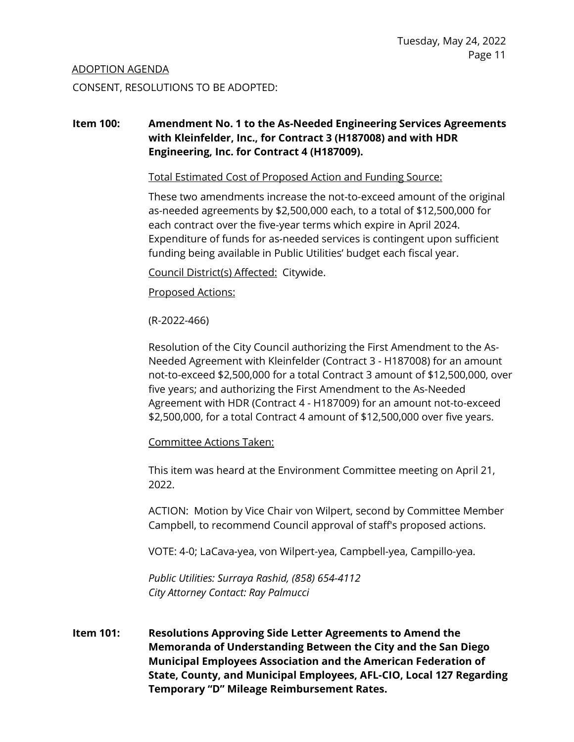ADOPTION AGENDA

CONSENT, RESOLUTIONS TO BE ADOPTED:

**Item 100: Amendment No. 1 to the As-Needed Engineering Services Agreements with Kleinfelder, Inc., for Contract 3 (H187008) and with HDR Engineering, Inc. for Contract 4 (H187009).**

Total Estimated Cost of Proposed Action and Funding Source:

These two amendments increase the not-to-exceed amount of the original as-needed agreements by $2,500,000 each, to a total of $12,500,000 for each contract over the five-year terms which expire in April 2024. Expenditure of funds for as-needed services is contingent upon sufficient funding being available in Public Utilities' budget each fiscal year.

Council District(s) Affected: Citywide.

Proposed Actions:

(R-2022-466)

Resolution of the City Council authorizing the First Amendment to the As-Needed Agreement with Kleinfelder (Contract 3 - H187008) for an amount not-to-exceed $2,500,000 for a total Contract 3 amount of $12,500,000, over five years; and authorizing the First Amendment to the As-Needed Agreement with HDR (Contract 4 - H187009) for an amount not-to-exceed $2,500,000, for a total Contract 4 amount of $12,500,000 over five years.

Committee Actions Taken:

This item was heard at the Environment Committee meeting on April 21, 2022.

ACTION: Motion by Vice Chair von Wilpert, second by Committee Member Campbell, to recommend Council approval of staff's proposed actions.

VOTE: 4-0; LaCava-yea, von Wilpert-yea, Campbell-yea, Campillo-yea.

*Public Utilities: Surraya Rashid, (858) 654-4112*
*City Attorney Contact: Ray Palmucci*

**Item 101: Resolutions Approving Side Letter Agreements to Amend the Memoranda of Understanding Between the City and the San Diego Municipal Employees Association and the American Federation of State, County, and Municipal Employees, AFL-CIO, Local 127 Regarding Temporary "D" Mileage Reimbursement Rates.**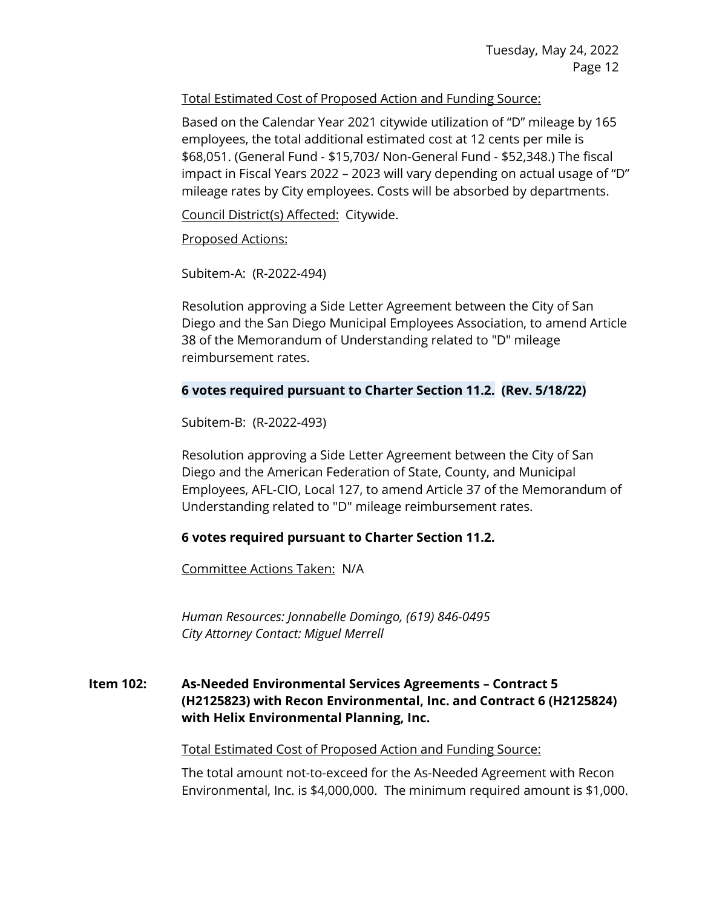Total Estimated Cost of Proposed Action and Funding Source:

Based on the Calendar Year 2021 citywide utilization of "D" mileage by 165 employees, the total additional estimated cost at 12 cents per mile is $68,051. (General Fund - $15,703/ Non-General Fund - $52,348.) The fiscal impact in Fiscal Years 2022 – 2023 will vary depending on actual usage of "D" mileage rates by City employees. Costs will be absorbed by departments.

Council District(s) Affected: Citywide.

Proposed Actions:

Subitem-A: (R-2022-494)

Resolution approving a Side Letter Agreement between the City of San Diego and the San Diego Municipal Employees Association, to amend Article 38 of the Memorandum of Understanding related to "D" mileage reimbursement rates.

**6 votes required pursuant to Charter Section 11.2. (Rev. 5/18/22)**

Subitem-B: (R-2022-493)

Resolution approving a Side Letter Agreement between the City of San Diego and the American Federation of State, County, and Municipal Employees, AFL-CIO, Local 127, to amend Article 37 of the Memorandum of Understanding related to "D" mileage reimbursement rates.

**6 votes required pursuant to Charter Section 11.2.**

Committee Actions Taken: N/A

*Human Resources: Jonnabelle Domingo, (619) 846-0495*
*City Attorney Contact: Miguel Merrell*

**Item 102: As-Needed Environmental Services Agreements – Contract 5 (H2125823) with Recon Environmental, Inc. and Contract 6 (H2125824) with Helix Environmental Planning, Inc.**

Total Estimated Cost of Proposed Action and Funding Source:

The total amount not-to-exceed for the As-Needed Agreement with Recon Environmental, Inc. is $4,000,000. The minimum required amount is $1,000.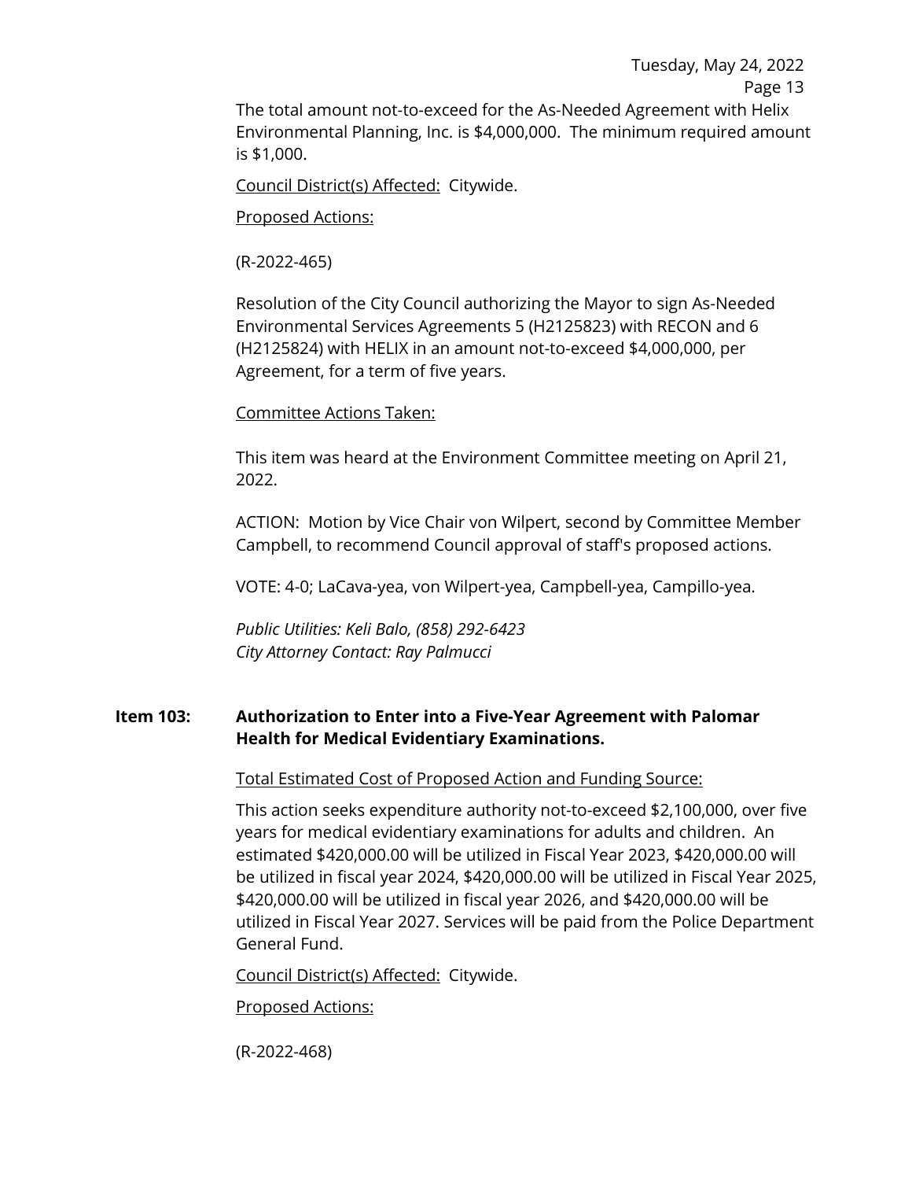The total amount not-to-exceed for the As-Needed Agreement with Helix Environmental Planning, Inc. is $4,000,000. The minimum required amount is $1,000.

Council District(s) Affected: Citywide.

Proposed Actions:

(R-2022-465)

Resolution of the City Council authorizing the Mayor to sign As-Needed Environmental Services Agreements 5 (H2125823) with RECON and 6 (H2125824) with HELIX in an amount not-to-exceed $4,000,000, per Agreement, for a term of five years.

Committee Actions Taken:

This item was heard at the Environment Committee meeting on April 21, 2022.

ACTION: Motion by Vice Chair von Wilpert, second by Committee Member Campbell, to recommend Council approval of staff's proposed actions.

VOTE: 4-0; LaCava-yea, von Wilpert-yea, Campbell-yea, Campillo-yea.

*Public Utilities: Keli Balo, (858) 292-6423*
*City Attorney Contact: Ray Palmucci*

**Item 103: Authorization to Enter into a Five-Year Agreement with Palomar Health for Medical Evidentiary Examinations.**

Total Estimated Cost of Proposed Action and Funding Source:

This action seeks expenditure authority not-to-exceed $2,100,000, over five years for medical evidentiary examinations for adults and children. An estimated $420,000.00 will be utilized in Fiscal Year 2023, $420,000.00 will be utilized in fiscal year 2024, $420,000.00 will be utilized in Fiscal Year 2025, $420,000.00 will be utilized in fiscal year 2026, and $420,000.00 will be utilized in Fiscal Year 2027. Services will be paid from the Police Department General Fund.

Council District(s) Affected: Citywide.

Proposed Actions:

(R-2022-468)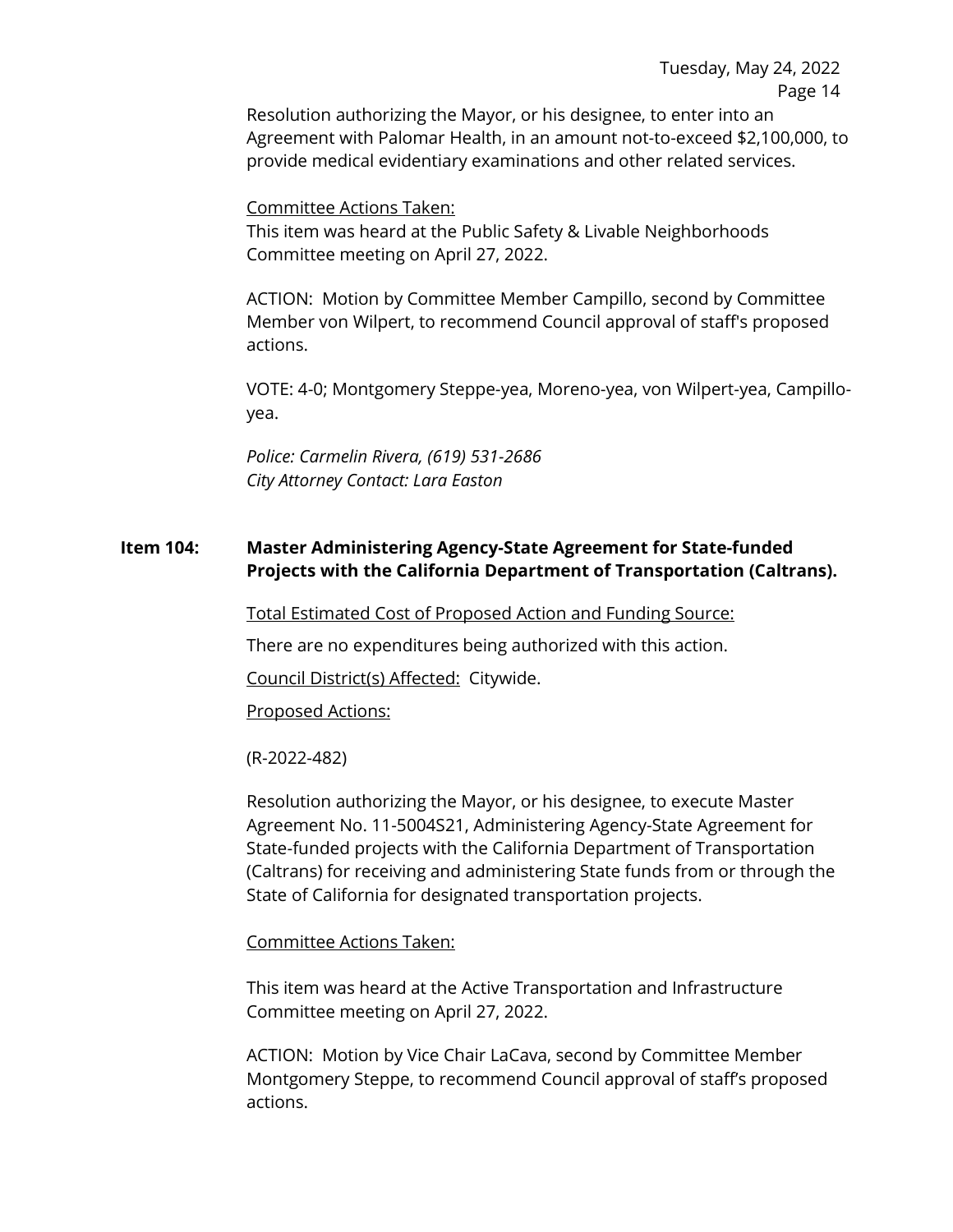Resolution authorizing the Mayor, or his designee, to enter into an Agreement with Palomar Health, in an amount not-to-exceed $2,100,000, to provide medical evidentiary examinations and other related services.

Committee Actions Taken:

This item was heard at the Public Safety & Livable Neighborhoods Committee meeting on April 27, 2022.

ACTION: Motion by Committee Member Campillo, second by Committee Member von Wilpert, to recommend Council approval of staff's proposed actions.

VOTE: 4-0; Montgomery Steppe-yea, Moreno-yea, von Wilpert-yea, Campillo-yea.

*Police: Carmelin Rivera, (619) 531-2686*
*City Attorney Contact: Lara Easton*

**Item 104: Master Administering Agency-State Agreement for State-funded Projects with the California Department of Transportation (Caltrans).**

Total Estimated Cost of Proposed Action and Funding Source:

There are no expenditures being authorized with this action.

Council District(s) Affected: Citywide.

Proposed Actions:

(R-2022-482)

Resolution authorizing the Mayor, or his designee, to execute Master Agreement No. 11-5004S21, Administering Agency-State Agreement for State-funded projects with the California Department of Transportation (Caltrans) for receiving and administering State funds from or through the State of California for designated transportation projects.

Committee Actions Taken:

This item was heard at the Active Transportation and Infrastructure Committee meeting on April 27, 2022.

ACTION: Motion by Vice Chair LaCava, second by Committee Member Montgomery Steppe, to recommend Council approval of staff's proposed actions.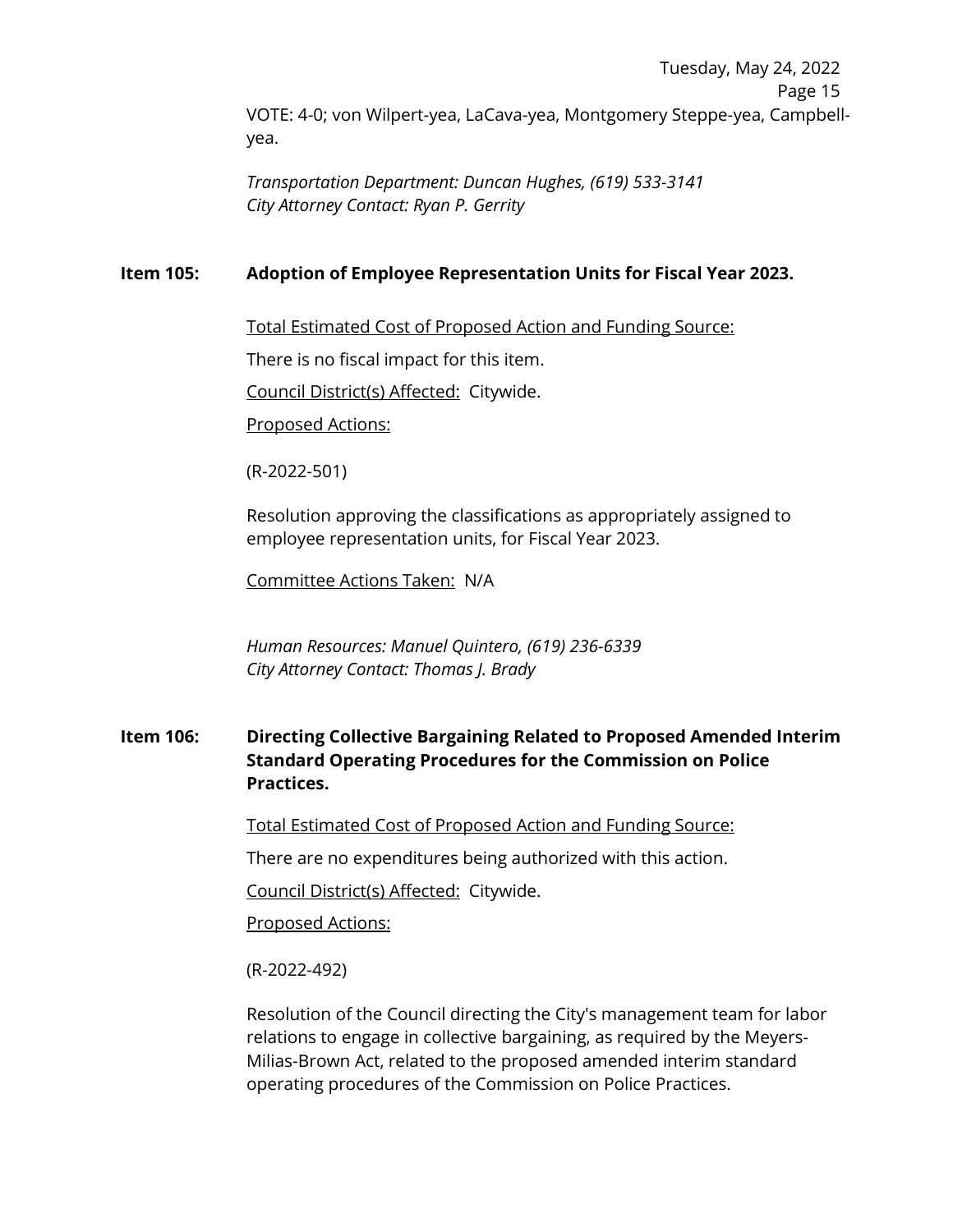VOTE: 4-0; von Wilpert-yea, LaCava-yea, Montgomery Steppe-yea, Campbell-yea.

*Transportation Department: Duncan Hughes, (619) 533-3141*
*City Attorney Contact: Ryan P. Gerrity*

**Item 105: Adoption of Employee Representation Units for Fiscal Year 2023.**

Total Estimated Cost of Proposed Action and Funding Source:

There is no fiscal impact for this item.

Council District(s) Affected: Citywide.

Proposed Actions:

(R-2022-501)

Resolution approving the classifications as appropriately assigned to employee representation units, for Fiscal Year 2023.

Committee Actions Taken: N/A

*Human Resources: Manuel Quintero, (619) 236-6339*
*City Attorney Contact: Thomas J. Brady*

**Item 106: Directing Collective Bargaining Related to Proposed Amended Interim Standard Operating Procedures for the Commission on Police Practices.**

Total Estimated Cost of Proposed Action and Funding Source:

There are no expenditures being authorized with this action.

Council District(s) Affected: Citywide.

Proposed Actions:

(R-2022-492)

Resolution of the Council directing the City's management team for labor relations to engage in collective bargaining, as required by the Meyers-Milias-Brown Act, related to the proposed amended interim standard operating procedures of the Commission on Police Practices.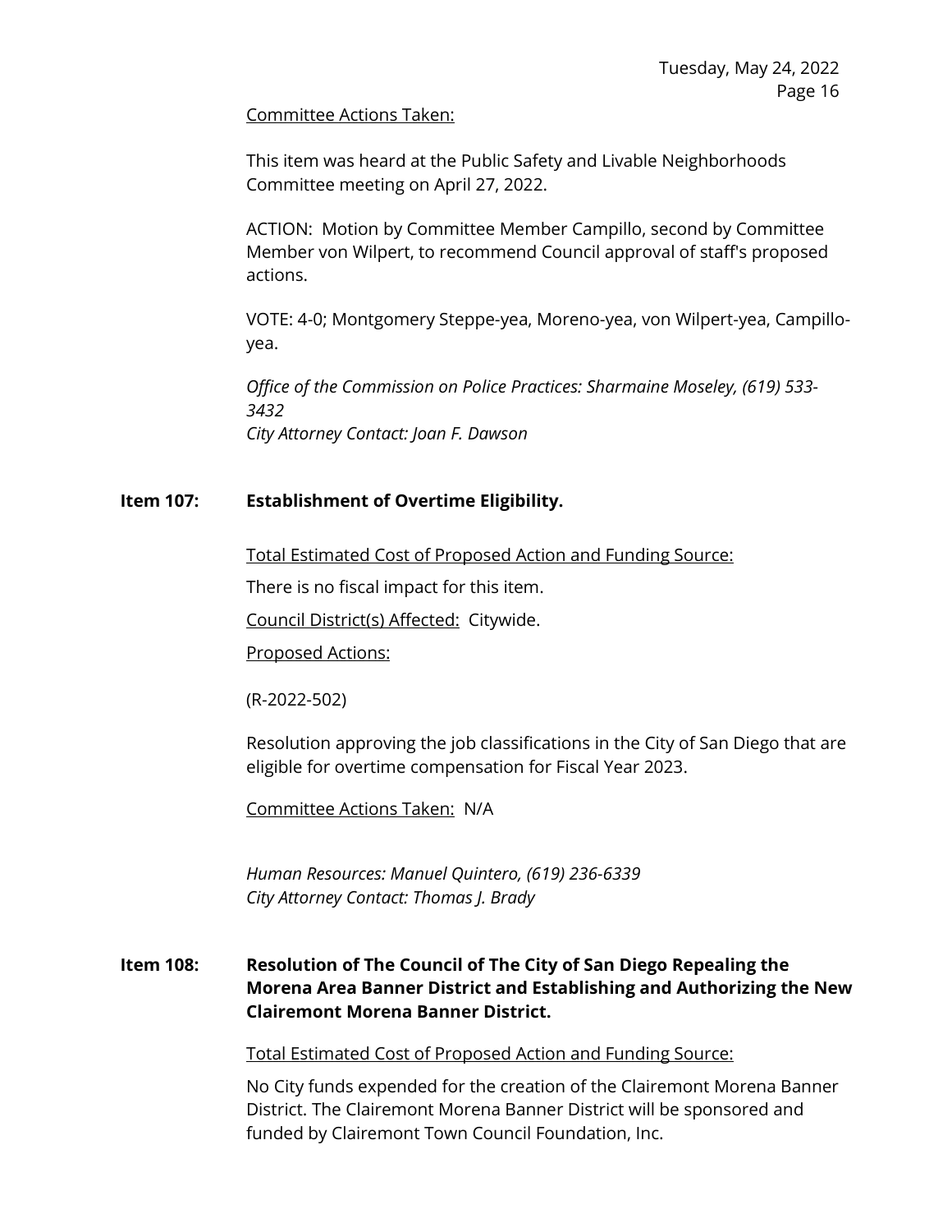Committee Actions Taken:

This item was heard at the Public Safety and Livable Neighborhoods Committee meeting on April 27, 2022.

ACTION: Motion by Committee Member Campillo, second by Committee Member von Wilpert, to recommend Council approval of staff's proposed actions.

VOTE: 4-0; Montgomery Steppe-yea, Moreno-yea, von Wilpert-yea, Campillo-yea.

*Office of the Commission on Police Practices: Sharmaine Moseley, (619) 533-3432*
*City Attorney Contact: Joan F. Dawson*

**Item 107: Establishment of Overtime Eligibility.**

Total Estimated Cost of Proposed Action and Funding Source:

There is no fiscal impact for this item.

Council District(s) Affected: Citywide.

Proposed Actions:

(R-2022-502)

Resolution approving the job classifications in the City of San Diego that are eligible for overtime compensation for Fiscal Year 2023.

Committee Actions Taken: N/A

*Human Resources: Manuel Quintero, (619) 236-6339*
*City Attorney Contact: Thomas J. Brady*

**Item 108: Resolution of The Council of The City of San Diego Repealing the Morena Area Banner District and Establishing and Authorizing the New Clairemont Morena Banner District.**

Total Estimated Cost of Proposed Action and Funding Source:

No City funds expended for the creation of the Clairemont Morena Banner District. The Clairemont Morena Banner District will be sponsored and funded by Clairemont Town Council Foundation, Inc.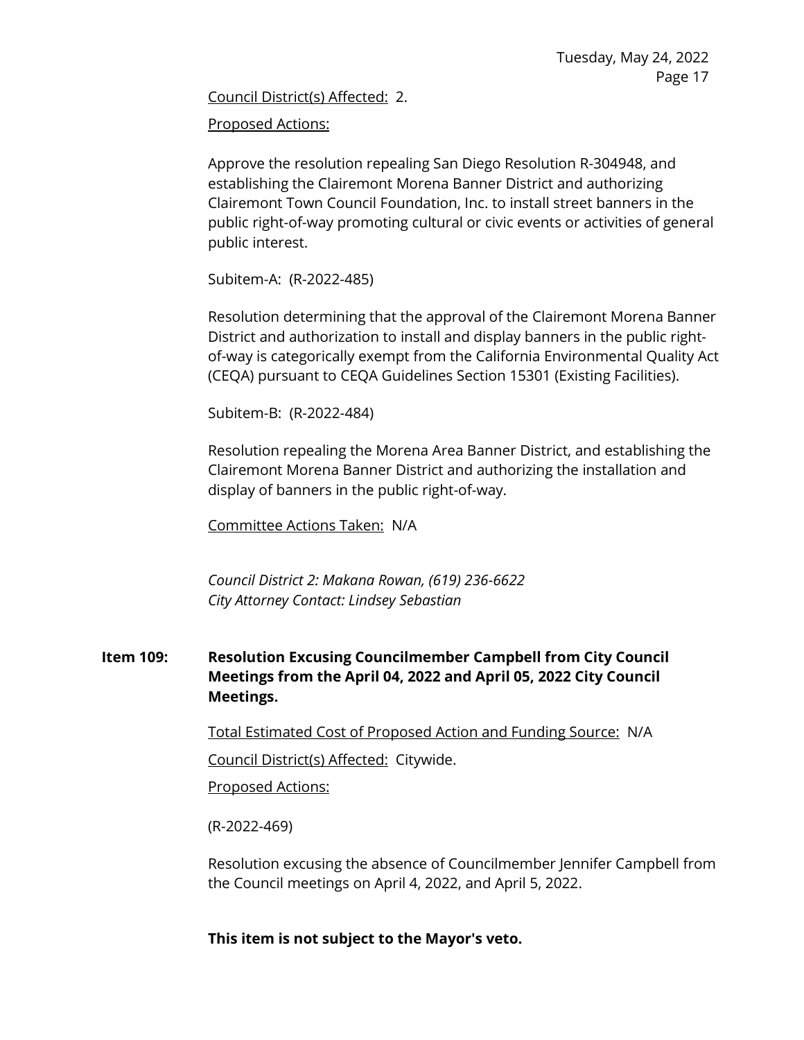Council District(s) Affected: 2.

Proposed Actions:

Approve the resolution repealing San Diego Resolution R-304948, and establishing the Clairemont Morena Banner District and authorizing Clairemont Town Council Foundation, Inc. to install street banners in the public right-of-way promoting cultural or civic events or activities of general public interest.

Subitem-A: (R-2022-485)

Resolution determining that the approval of the Clairemont Morena Banner District and authorization to install and display banners in the public right-of-way is categorically exempt from the California Environmental Quality Act (CEQA) pursuant to CEQA Guidelines Section 15301 (Existing Facilities).

Subitem-B: (R-2022-484)

Resolution repealing the Morena Area Banner District, and establishing the Clairemont Morena Banner District and authorizing the installation and display of banners in the public right-of-way.

Committee Actions Taken: N/A

*Council District 2: Makana Rowan, (619) 236-6622*
*City Attorney Contact: Lindsey Sebastian*

**Item 109: Resolution Excusing Councilmember Campbell from City Council Meetings from the April 04, 2022 and April 05, 2022 City Council Meetings.**

Total Estimated Cost of Proposed Action and Funding Source: N/A

Council District(s) Affected: Citywide.

Proposed Actions:

(R-2022-469)

Resolution excusing the absence of Councilmember Jennifer Campbell from the Council meetings on April 4, 2022, and April 5, 2022.

**This item is not subject to the Mayor's veto.**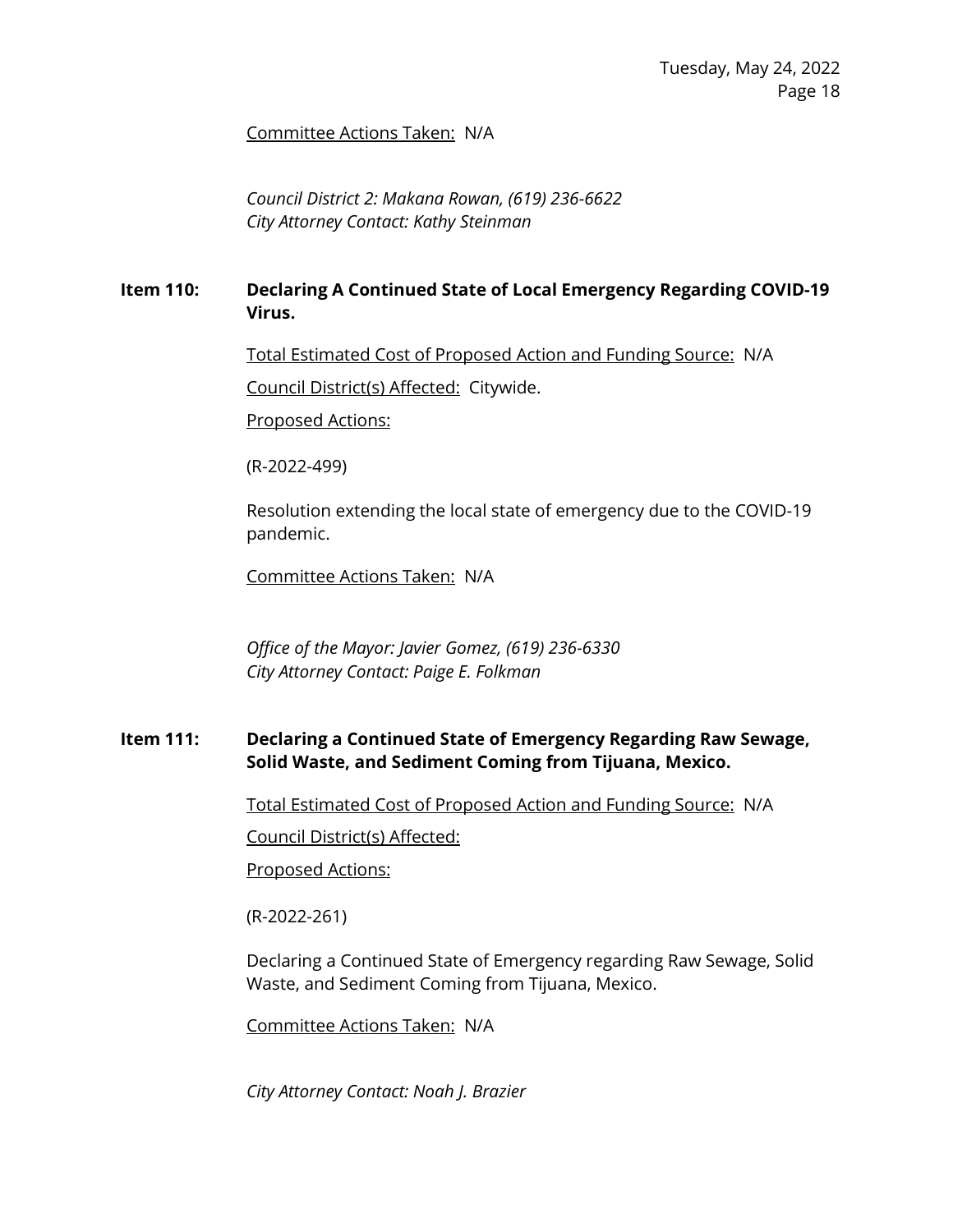Committee Actions Taken: N/A

*Council District 2: Makana Rowan, (619) 236-6622*
*City Attorney Contact: Kathy Steinman*

**Item 110: Declaring A Continued State of Local Emergency Regarding COVID-19 Virus.**

Total Estimated Cost of Proposed Action and Funding Source: N/A

Council District(s) Affected: Citywide.

Proposed Actions:

(R-2022-499)

Resolution extending the local state of emergency due to the COVID-19 pandemic.

Committee Actions Taken: N/A

*Office of the Mayor: Javier Gomez, (619) 236-6330*
*City Attorney Contact: Paige E. Folkman*

**Item 111: Declaring a Continued State of Emergency Regarding Raw Sewage, Solid Waste, and Sediment Coming from Tijuana, Mexico.**

Total Estimated Cost of Proposed Action and Funding Source: N/A

Council District(s) Affected:

Proposed Actions:

(R-2022-261)

Declaring a Continued State of Emergency regarding Raw Sewage, Solid Waste, and Sediment Coming from Tijuana, Mexico.

Committee Actions Taken: N/A

*City Attorney Contact: Noah J. Brazier*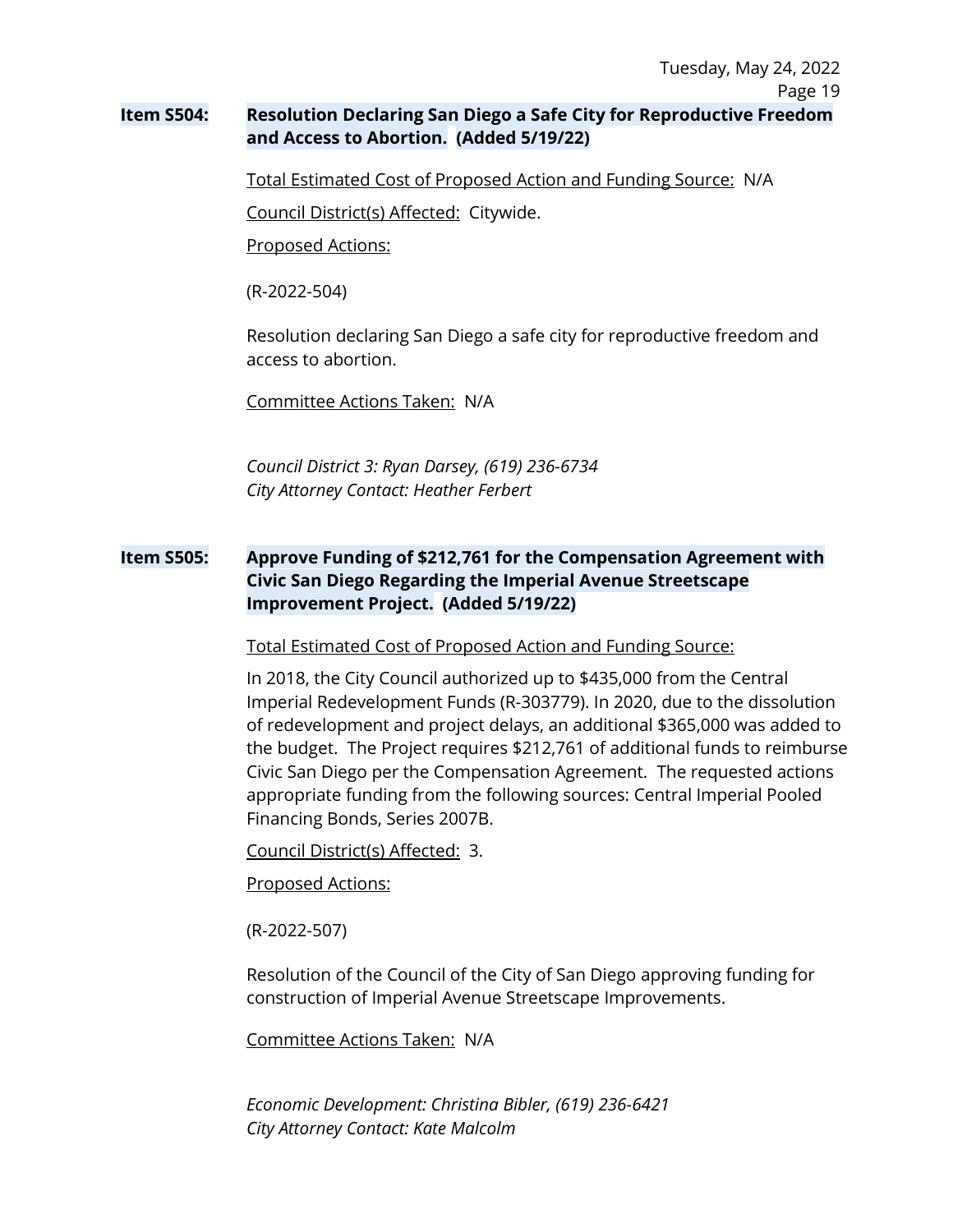**Item S504:** **Resolution Declaring San Diego a Safe City for Reproductive Freedom and Access to Abortion. (Added 5/19/22)**

Total Estimated Cost of Proposed Action and Funding Source: N/A

Council District(s) Affected: Citywide.

Proposed Actions:

(R-2022-504)

Resolution declaring San Diego a safe city for reproductive freedom and access to abortion.

Committee Actions Taken: N/A

*Council District 3: Ryan Darsey, (619) 236-6734*
*City Attorney Contact: Heather Ferbert*

**Item S505:** **Approve Funding of $212,761 for the Compensation Agreement with Civic San Diego Regarding the Imperial Avenue Streetscape Improvement Project. (Added 5/19/22)**

Total Estimated Cost of Proposed Action and Funding Source:

In 2018, the City Council authorized up to $435,000 from the Central Imperial Redevelopment Funds (R-303779). In 2020, due to the dissolution of redevelopment and project delays, an additional $365,000 was added to the budget. The Project requires $212,761 of additional funds to reimburse Civic San Diego per the Compensation Agreement. The requested actions appropriate funding from the following sources: Central Imperial Pooled Financing Bonds, Series 2007B.

Council District(s) Affected: 3.

Proposed Actions:

(R-2022-507)

Resolution of the Council of the City of San Diego approving funding for construction of Imperial Avenue Streetscape Improvements.

Committee Actions Taken: N/A

*Economic Development: Christina Bibler, (619) 236-6421*
*City Attorney Contact: Kate Malcolm*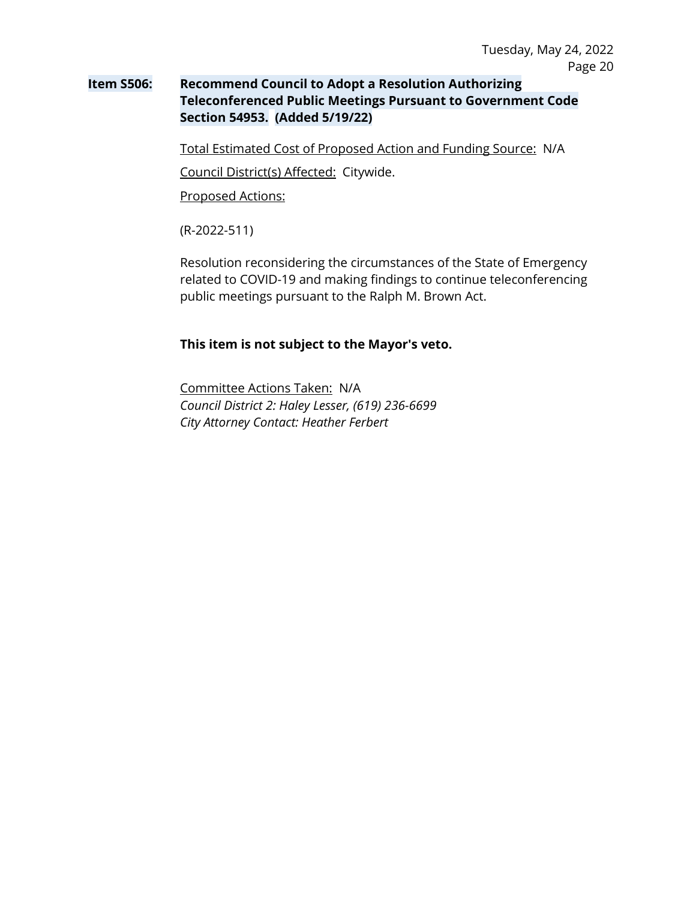**Item S506: Recommend Council to Adopt a Resolution Authorizing Teleconferenced Public Meetings Pursuant to Government Code Section 54953. (Added 5/19/22)**

Total Estimated Cost of Proposed Action and Funding Source: N/A

Council District(s) Affected: Citywide.

Proposed Actions:

(R-2022-511)

Resolution reconsidering the circumstances of the State of Emergency related to COVID-19 and making findings to continue teleconferencing public meetings pursuant to the Ralph M. Brown Act.

**This item is not subject to the Mayor's veto.**

Committee Actions Taken: N/A

*Council District 2: Haley Lesser, (619) 236-6699*

*City Attorney Contact: Heather Ferbert*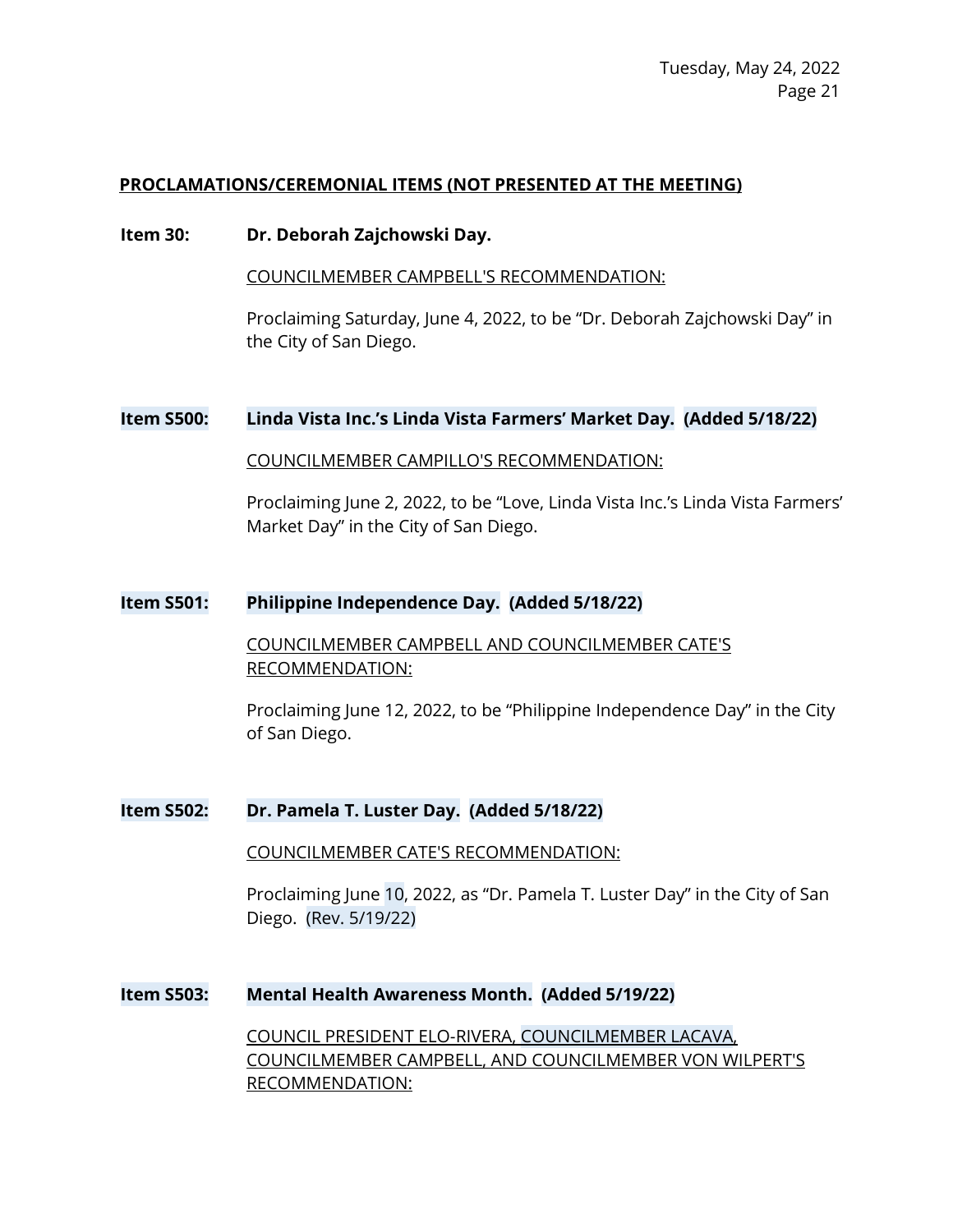**PROCLAMATIONS/CEREMONIAL ITEMS (NOT PRESENTED AT THE MEETING)**

**Item 30: Dr. Deborah Zajchowski Day.**

COUNCILMEMBER CAMPBELL'S RECOMMENDATION:

Proclaiming Saturday, June 4, 2022, to be "Dr. Deborah Zajchowski Day" in the City of San Diego.

**Item S500: Linda Vista Inc.'s Linda Vista Farmers' Market Day. (Added 5/18/22)**

COUNCILMEMBER CAMPILLO'S RECOMMENDATION:

Proclaiming June 2, 2022, to be "Love, Linda Vista Inc.'s Linda Vista Farmers' Market Day" in the City of San Diego.

**Item S501: Philippine Independence Day. (Added 5/18/22)**

COUNCILMEMBER CAMPBELL AND COUNCILMEMBER CATE'S RECOMMENDATION:

Proclaiming June 12, 2022, to be "Philippine Independence Day" in the City of San Diego.

**Item S502: Dr. Pamela T. Luster Day. (Added 5/18/22)**

COUNCILMEMBER CATE'S RECOMMENDATION:

Proclaiming June 10, 2022, as "Dr. Pamela T. Luster Day" in the City of San Diego. (Rev. 5/19/22)

**Item S503: Mental Health Awareness Month. (Added 5/19/22)**

COUNCIL PRESIDENT ELO-RIVERA, COUNCILMEMBER LACAVA, COUNCILMEMBER CAMPBELL, AND COUNCILMEMBER VON WILPERT'S RECOMMENDATION: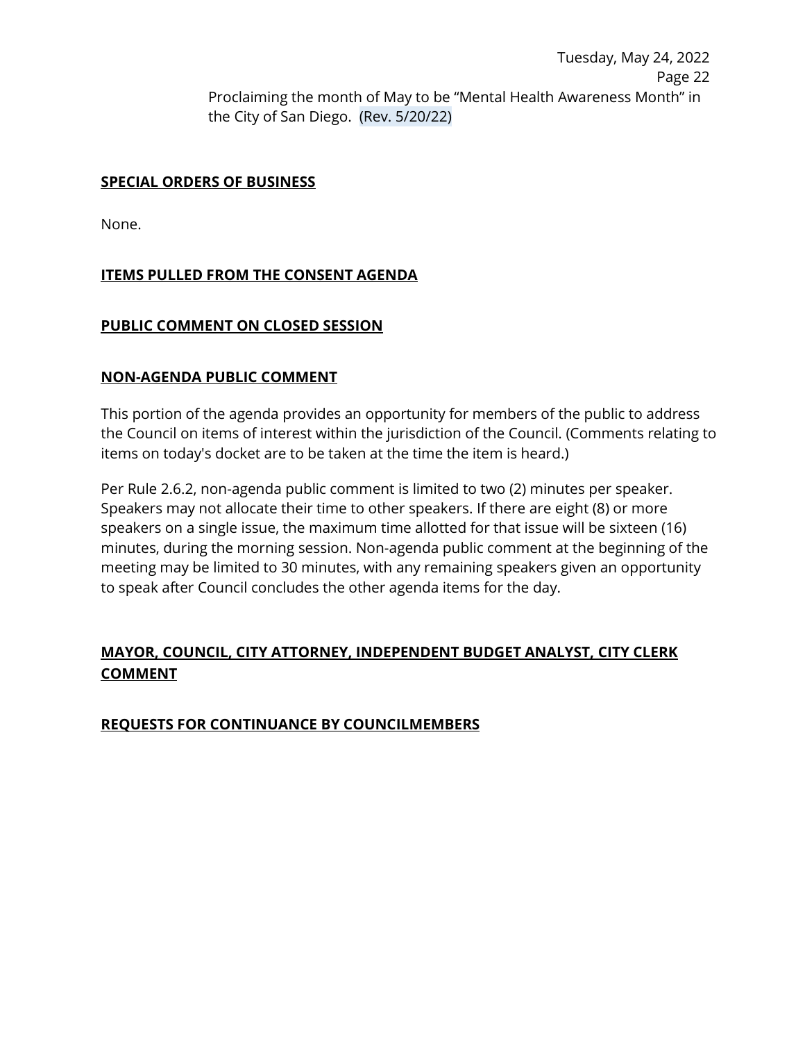Proclaiming the month of May to be "Mental Health Awareness Month" in the City of San Diego. (Rev. 5/20/22)

**SPECIAL ORDERS OF BUSINESS**

None.

**ITEMS PULLED FROM THE CONSENT AGENDA**

**PUBLIC COMMENT ON CLOSED SESSION**

**NON-AGENDA PUBLIC COMMENT**

This portion of the agenda provides an opportunity for members of the public to address the Council on items of interest within the jurisdiction of the Council. (Comments relating to items on today's docket are to be taken at the time the item is heard.)

Per Rule 2.6.2, non-agenda public comment is limited to two (2) minutes per speaker. Speakers may not allocate their time to other speakers. If there are eight (8) or more speakers on a single issue, the maximum time allotted for that issue will be sixteen (16) minutes, during the morning session. Non-agenda public comment at the beginning of the meeting may be limited to 30 minutes, with any remaining speakers given an opportunity to speak after Council concludes the other agenda items for the day.

**MAYOR, COUNCIL, CITY ATTORNEY, INDEPENDENT BUDGET ANALYST, CITY CLERK COMMENT**

**REQUESTS FOR CONTINUANCE BY COUNCILMEMBERS**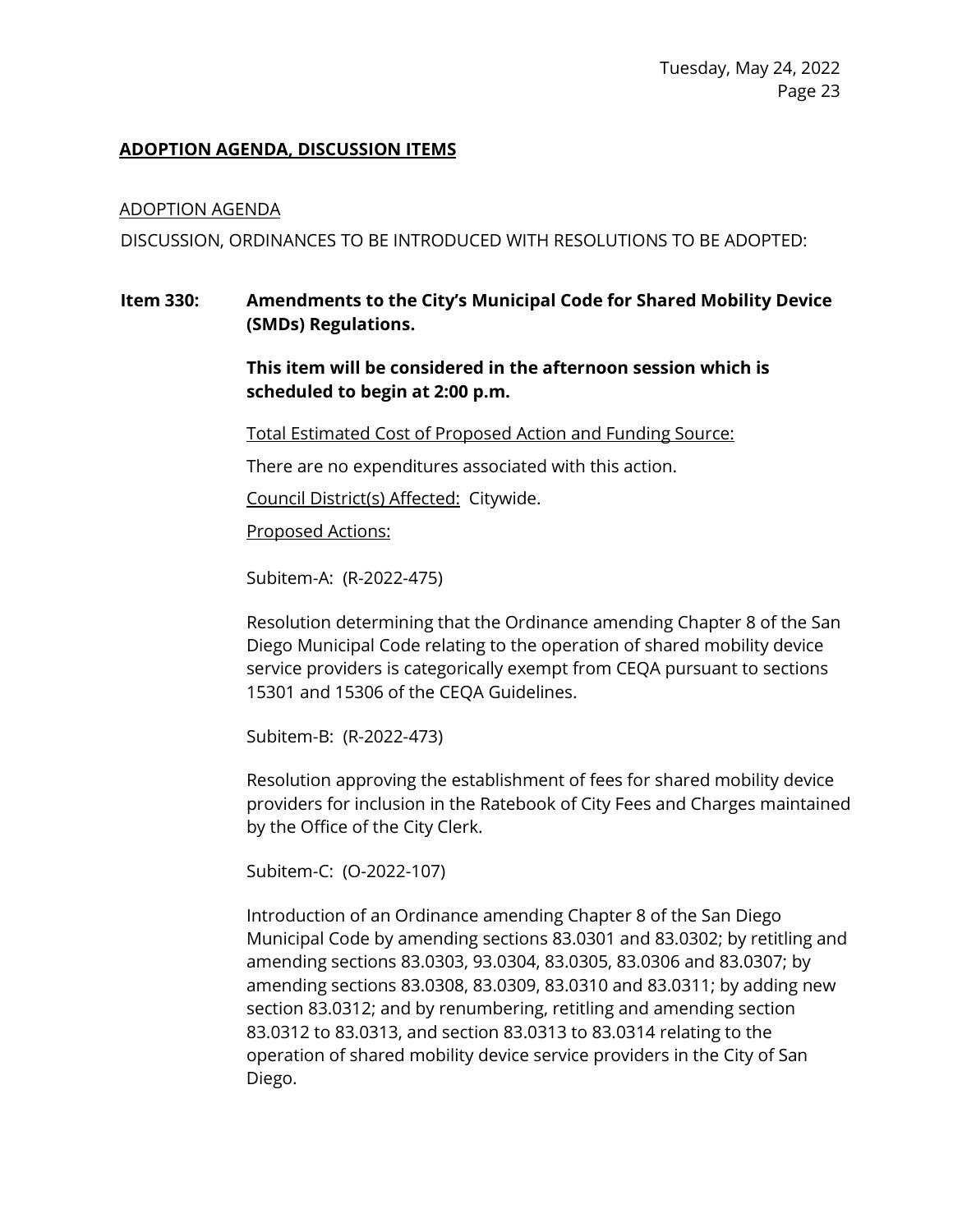**ADOPTION AGENDA, DISCUSSION ITEMS**

ADOPTION AGENDA

DISCUSSION, ORDINANCES TO BE INTRODUCED WITH RESOLUTIONS TO BE ADOPTED:

**Item 330: Amendments to the City's Municipal Code for Shared Mobility Device (SMDs) Regulations.**

**This item will be considered in the afternoon session which is scheduled to begin at 2:00 p.m.**

Total Estimated Cost of Proposed Action and Funding Source:

There are no expenditures associated with this action.

Council District(s) Affected: Citywide.

Proposed Actions:

Subitem-A: (R-2022-475)

Resolution determining that the Ordinance amending Chapter 8 of the San Diego Municipal Code relating to the operation of shared mobility device service providers is categorically exempt from CEQA pursuant to sections 15301 and 15306 of the CEQA Guidelines.

Subitem-B: (R-2022-473)

Resolution approving the establishment of fees for shared mobility device providers for inclusion in the Ratebook of City Fees and Charges maintained by the Office of the City Clerk.

Subitem-C: (O-2022-107)

Introduction of an Ordinance amending Chapter 8 of the San Diego Municipal Code by amending sections 83.0301 and 83.0302; by retitling and amending sections 83.0303, 93.0304, 83.0305, 83.0306 and 83.0307; by amending sections 83.0308, 83.0309, 83.0310 and 83.0311; by adding new section 83.0312; and by renumbering, retitling and amending section 83.0312 to 83.0313, and section 83.0313 to 83.0314 relating to the operation of shared mobility device service providers in the City of San Diego.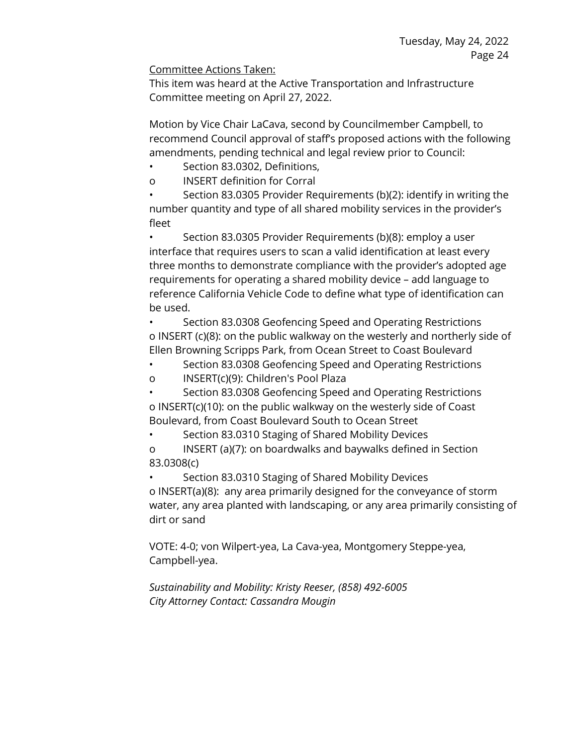Committee Actions Taken:
This item was heard at the Active Transportation and Infrastructure Committee meeting on April 27, 2022.

Motion by Vice Chair LaCava, second by Councilmember Campbell, to recommend Council approval of staff's proposed actions with the following amendments, pending technical and legal review prior to Council:

- Section 83.0302, Definitions,
  - INSERT definition for Corral
- Section 83.0305 Provider Requirements (b)(2): identify in writing the number quantity and type of all shared mobility services in the provider's fleet
- Section 83.0305 Provider Requirements (b)(8): employ a user interface that requires users to scan a valid identification at least every three months to demonstrate compliance with the provider's adopted age requirements for operating a shared mobility device – add language to reference California Vehicle Code to define what type of identification can be used.
- Section 83.0308 Geofencing Speed and Operating Restrictions
  - INSERT (c)(8): on the public walkway on the westerly and northerly side of Ellen Browning Scripps Park, from Ocean Street to Coast Boulevard
- Section 83.0308 Geofencing Speed and Operating Restrictions
  - INSERT(c)(9): Children's Pool Plaza
- Section 83.0308 Geofencing Speed and Operating Restrictions
  - INSERT(c)(10): on the public walkway on the westerly side of Coast Boulevard, from Coast Boulevard South to Ocean Street
- Section 83.0310 Staging of Shared Mobility Devices
  - INSERT (a)(7): on boardwalks and baywalks defined in Section 83.0308(c)
- Section 83.0310 Staging of Shared Mobility Devices
  - INSERT(a)(8): any area primarily designed for the conveyance of storm water, any area planted with landscaping, or any area primarily consisting of dirt or sand

VOTE: 4-0; von Wilpert-yea, La Cava-yea, Montgomery Steppe-yea, Campbell-yea.

*Sustainability and Mobility: Kristy Reeser, (858) 492-6005*
*City Attorney Contact: Cassandra Mougin*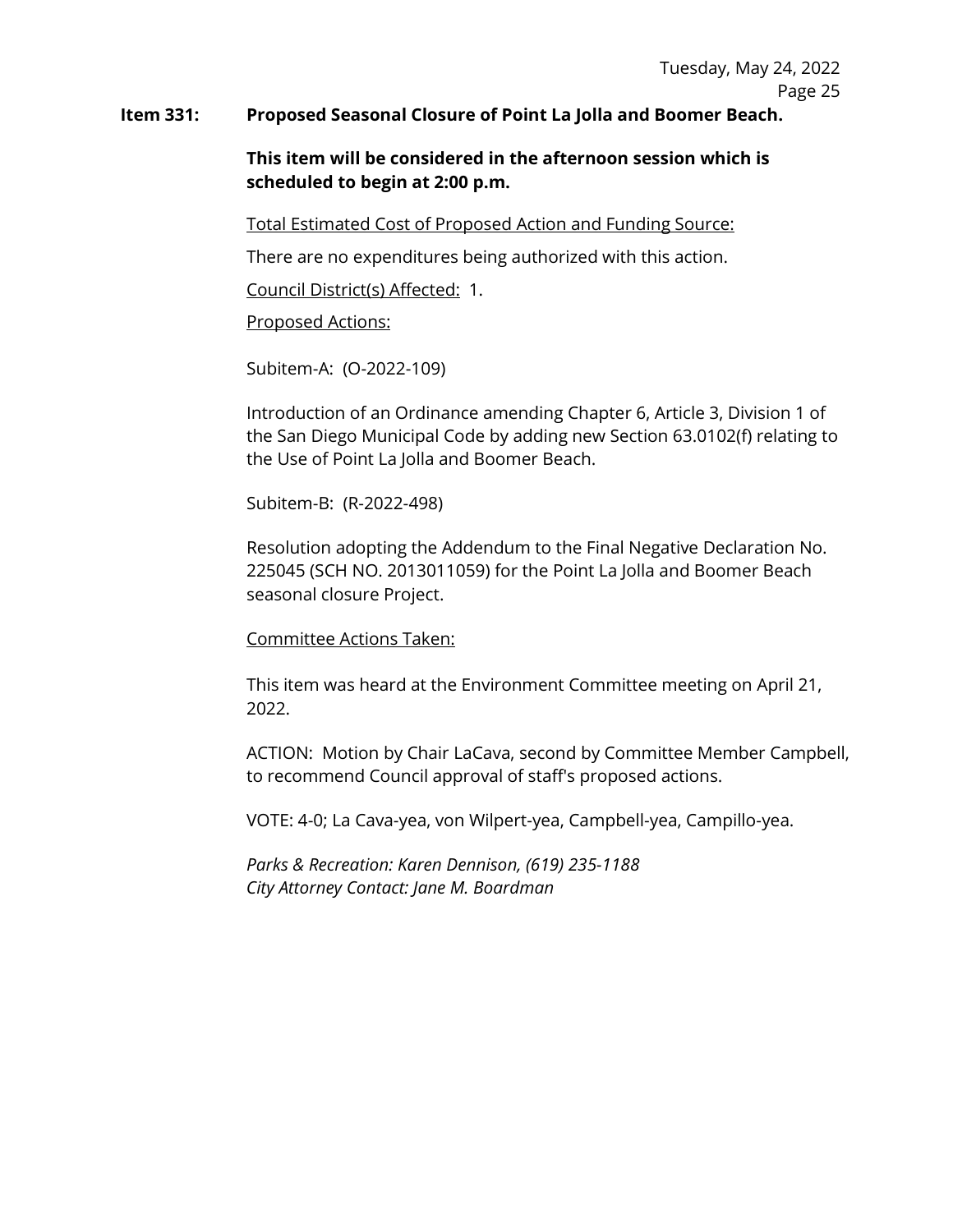**Item 331: Proposed Seasonal Closure of Point La Jolla and Boomer Beach.**

**This item will be considered in the afternoon session which is scheduled to begin at 2:00 p.m.**

Total Estimated Cost of Proposed Action and Funding Source:

There are no expenditures being authorized with this action.

Council District(s) Affected: 1.

Proposed Actions:

Subitem-A: (O-2022-109)

Introduction of an Ordinance amending Chapter 6, Article 3, Division 1 of the San Diego Municipal Code by adding new Section 63.0102(f) relating to the Use of Point La Jolla and Boomer Beach.

Subitem-B: (R-2022-498)

Resolution adopting the Addendum to the Final Negative Declaration No. 225045 (SCH NO. 2013011059) for the Point La Jolla and Boomer Beach seasonal closure Project.

Committee Actions Taken:

This item was heard at the Environment Committee meeting on April 21, 2022.

ACTION: Motion by Chair LaCava, second by Committee Member Campbell, to recommend Council approval of staff's proposed actions.

VOTE: 4-0; La Cava-yea, von Wilpert-yea, Campbell-yea, Campillo-yea.

*Parks & Recreation: Karen Dennison, (619) 235-1188*
*City Attorney Contact: Jane M. Boardman*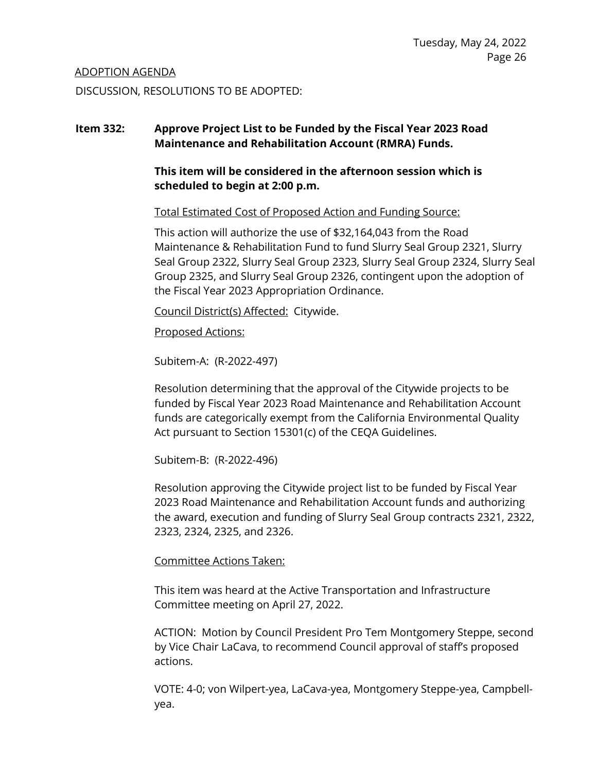ADOPTION AGENDA

DISCUSSION, RESOLUTIONS TO BE ADOPTED:

**Item 332: Approve Project List to be Funded by the Fiscal Year 2023 Road Maintenance and Rehabilitation Account (RMRA) Funds.**

**This item will be considered in the afternoon session which is scheduled to begin at 2:00 p.m.**

Total Estimated Cost of Proposed Action and Funding Source:

This action will authorize the use of $32,164,043 from the Road Maintenance & Rehabilitation Fund to fund Slurry Seal Group 2321, Slurry Seal Group 2322, Slurry Seal Group 2323, Slurry Seal Group 2324, Slurry Seal Group 2325, and Slurry Seal Group 2326, contingent upon the adoption of the Fiscal Year 2023 Appropriation Ordinance.

Council District(s) Affected: Citywide.

Proposed Actions:

Subitem-A: (R-2022-497)

Resolution determining that the approval of the Citywide projects to be funded by Fiscal Year 2023 Road Maintenance and Rehabilitation Account funds are categorically exempt from the California Environmental Quality Act pursuant to Section 15301(c) of the CEQA Guidelines.

Subitem-B: (R-2022-496)

Resolution approving the Citywide project list to be funded by Fiscal Year 2023 Road Maintenance and Rehabilitation Account funds and authorizing the award, execution and funding of Slurry Seal Group contracts 2321, 2322, 2323, 2324, 2325, and 2326.

Committee Actions Taken:

This item was heard at the Active Transportation and Infrastructure Committee meeting on April 27, 2022.

ACTION: Motion by Council President Pro Tem Montgomery Steppe, second by Vice Chair LaCava, to recommend Council approval of staff's proposed actions.

VOTE: 4-0; von Wilpert-yea, LaCava-yea, Montgomery Steppe-yea, Campbell-yea.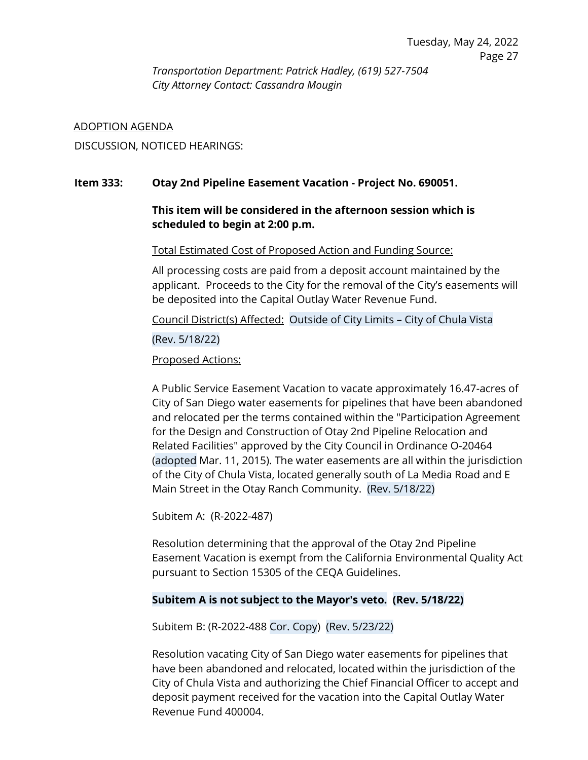*Transportation Department: Patrick Hadley, (619) 527-7504*
*City Attorney Contact: Cassandra Mougin*

ADOPTION AGENDA

DISCUSSION, NOTICED HEARINGS:

**Item 333: Otay 2nd Pipeline Easement Vacation - Project No. 690051.**

**This item will be considered in the afternoon session which is scheduled to begin at 2:00 p.m.**

Total Estimated Cost of Proposed Action and Funding Source:

All processing costs are paid from a deposit account maintained by the applicant. Proceeds to the City for the removal of the City's easements will be deposited into the Capital Outlay Water Revenue Fund.

Council District(s) Affected: Outside of City Limits – City of Chula Vista

(Rev. 5/18/22)

Proposed Actions:

A Public Service Easement Vacation to vacate approximately 16.47-acres of City of San Diego water easements for pipelines that have been abandoned and relocated per the terms contained within the "Participation Agreement for the Design and Construction of Otay 2nd Pipeline Relocation and Related Facilities" approved by the City Council in Ordinance O-20464 (adopted Mar. 11, 2015). The water easements are all within the jurisdiction of the City of Chula Vista, located generally south of La Media Road and E Main Street in the Otay Ranch Community. (Rev. 5/18/22)

Subitem A: (R-2022-487)

Resolution determining that the approval of the Otay 2nd Pipeline Easement Vacation is exempt from the California Environmental Quality Act pursuant to Section 15305 of the CEQA Guidelines.

**Subitem A is not subject to the Mayor's veto. (Rev. 5/18/22)**

Subitem B: (R-2022-488 Cor. Copy) (Rev. 5/23/22)

Resolution vacating City of San Diego water easements for pipelines that have been abandoned and relocated, located within the jurisdiction of the City of Chula Vista and authorizing the Chief Financial Officer to accept and deposit payment received for the vacation into the Capital Outlay Water Revenue Fund 400004.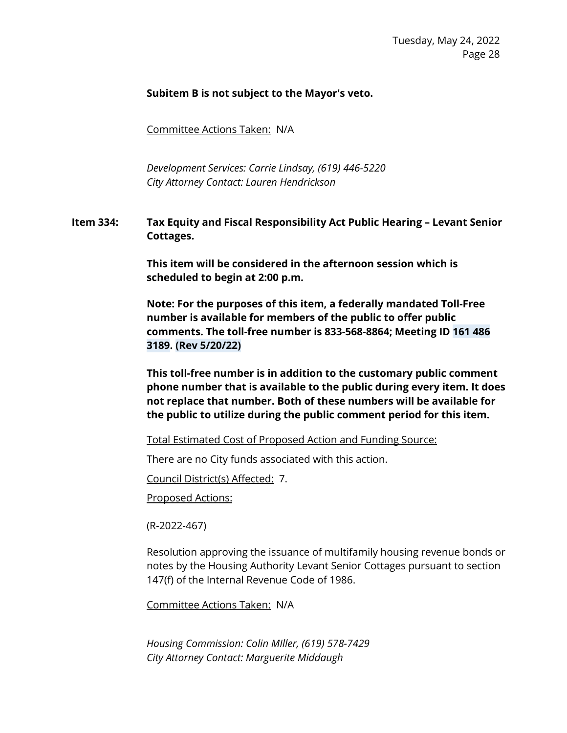**Subitem B is not subject to the Mayor's veto.**

Committee Actions Taken: N/A

*Development Services: Carrie Lindsay, (619) 446-5220*
*City Attorney Contact: Lauren Hendrickson*

**Item 334: Tax Equity and Fiscal Responsibility Act Public Hearing – Levant Senior Cottages.**

**This item will be considered in the afternoon session which is scheduled to begin at 2:00 p.m.**

**Note: For the purposes of this item, a federally mandated Toll-Free number is available for members of the public to offer public comments. The toll-free number is 833-568-8864; Meeting ID 161 486 3189. (Rev 5/20/22)**

**This toll-free number is in addition to the customary public comment phone number that is available to the public during every item. It does not replace that number. Both of these numbers will be available for the public to utilize during the public comment period for this item.**

Total Estimated Cost of Proposed Action and Funding Source:

There are no City funds associated with this action.

Council District(s) Affected: 7.

Proposed Actions:

(R-2022-467)

Resolution approving the issuance of multifamily housing revenue bonds or notes by the Housing Authority Levant Senior Cottages pursuant to section 147(f) of the Internal Revenue Code of 1986.

Committee Actions Taken: N/A

*Housing Commission: Colin MIller, (619) 578-7429*
*City Attorney Contact: Marguerite Middaugh*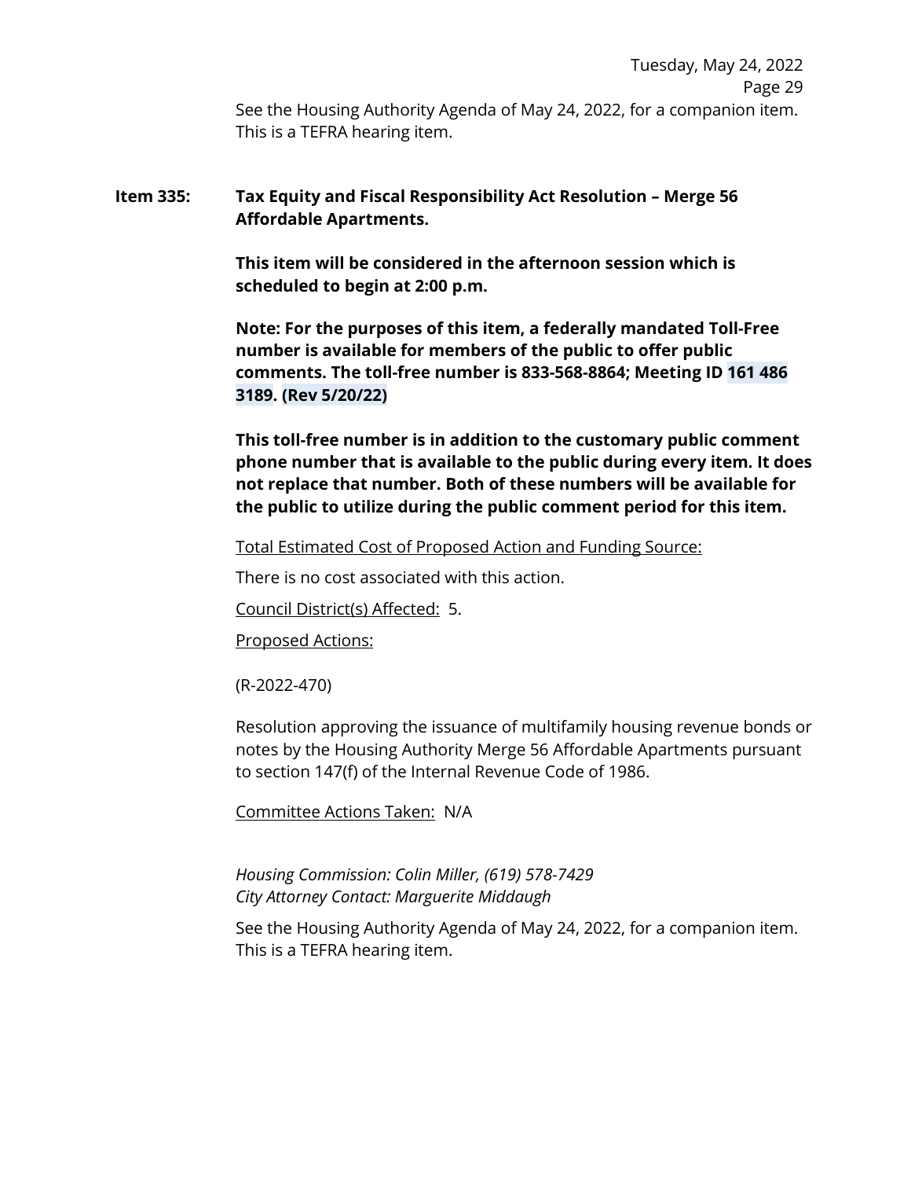See the Housing Authority Agenda of May 24, 2022, for a companion item. This is a TEFRA hearing item.

**Item 335: Tax Equity and Fiscal Responsibility Act Resolution – Merge 56 Affordable Apartments.**

**This item will be considered in the afternoon session which is scheduled to begin at 2:00 p.m.**

**Note: For the purposes of this item, a federally mandated Toll-Free number is available for members of the public to offer public comments. The toll-free number is 833-568-8864; Meeting ID 161 486 3189. (Rev 5/20/22)**

**This toll-free number is in addition to the customary public comment phone number that is available to the public during every item. It does not replace that number. Both of these numbers will be available for the public to utilize during the public comment period for this item.**

Total Estimated Cost of Proposed Action and Funding Source:

There is no cost associated with this action.

Council District(s) Affected: 5.

Proposed Actions:

(R-2022-470)

Resolution approving the issuance of multifamily housing revenue bonds or notes by the Housing Authority Merge 56 Affordable Apartments pursuant to section 147(f) of the Internal Revenue Code of 1986.

Committee Actions Taken: N/A

*Housing Commission: Colin Miller, (619) 578-7429*
*City Attorney Contact: Marguerite Middaugh*

See the Housing Authority Agenda of May 24, 2022, for a companion item. This is a TEFRA hearing item.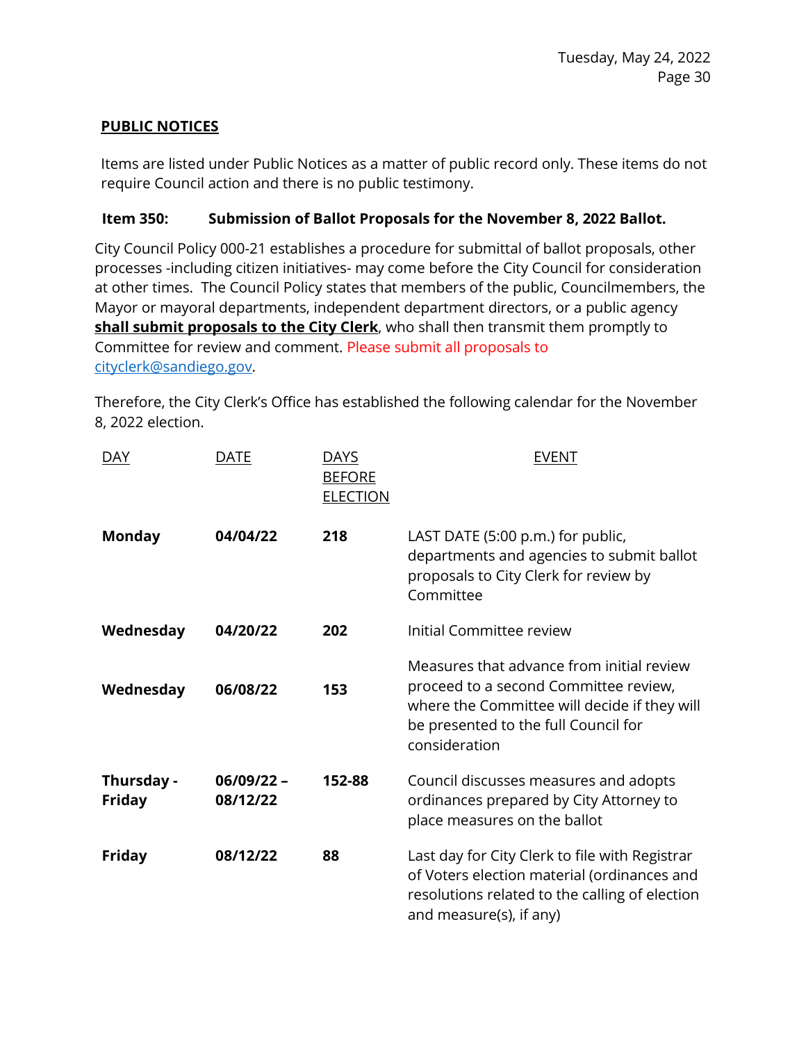## PUBLIC NOTICES

Items are listed under Public Notices as a matter of public record only. These items do not require Council action and there is no public testimony.

**Item 350: Submission of Ballot Proposals for the November 8, 2022 Ballot.**

City Council Policy 000-21 establishes a procedure for submittal of ballot proposals, other processes -including citizen initiatives- may come before the City Council for consideration at other times. The Council Policy states that members of the public, Councilmembers, the Mayor or mayoral departments, independent department directors, or a public agency **shall submit proposals to the City Clerk**, who shall then transmit them promptly to Committee for review and comment. Please submit all proposals to cityclerk@sandiego.gov.

Therefore, the City Clerk's Office has established the following calendar for the November 8, 2022 election.

| DAY | DATE | DAYS BEFORE ELECTION | EVENT |
|---|---|---|---|
| **Monday** | **04/04/22** | **218** | LAST DATE (5:00 p.m.) for public, departments and agencies to submit ballot proposals to City Clerk for review by Committee |
| **Wednesday** | **04/20/22** | **202** | Initial Committee review |
| **Wednesday** | **06/08/22** | **153** | Measures that advance from initial review proceed to a second Committee review, where the Committee will decide if they will be presented to the full Council for consideration |
| **Thursday - Friday** | **06/09/22 – 08/12/22** | **152-88** | Council discusses measures and adopts ordinances prepared by City Attorney to place measures on the ballot |
| **Friday** | **08/12/22** | **88** | Last day for City Clerk to file with Registrar of Voters election material (ordinances and resolutions related to the calling of election and measure(s), if any) |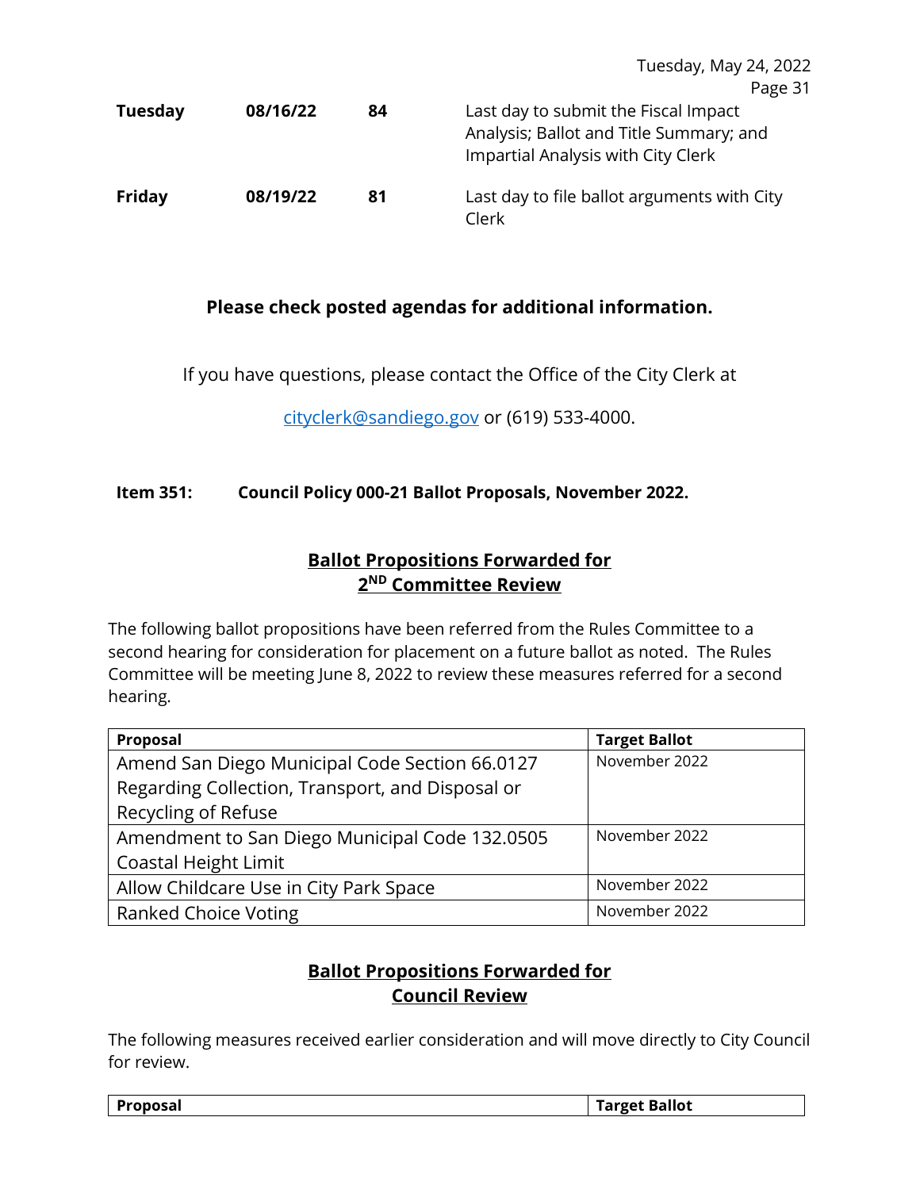| | | | |
|---|---|---|---|
| **Tuesday** | **08/16/22** | **84** | Last day to submit the Fiscal Impact Analysis; Ballot and Title Summary; and Impartial Analysis with City Clerk |
| **Friday** | **08/19/22** | **81** | Last day to file ballot arguments with City Clerk |

**Please check posted agendas for additional information.**

If you have questions, please contact the Office of the City Clerk at

cityclerk@sandiego.gov or (619) 533-4000.

**Item 351: Council Policy 000-21 Ballot Proposals, November 2022.**

**Ballot Propositions Forwarded for 2ND Committee Review**

The following ballot propositions have been referred from the Rules Committee to a second hearing for consideration for placement on a future ballot as noted. The Rules Committee will be meeting June 8, 2022 to review these measures referred for a second hearing.

| Proposal | Target Ballot |
|---|---|
| Amend San Diego Municipal Code Section 66.0127 Regarding Collection, Transport, and Disposal or Recycling of Refuse | November 2022 |
| Amendment to San Diego Municipal Code 132.0505 Coastal Height Limit | November 2022 |
| Allow Childcare Use in City Park Space | November 2022 |
| Ranked Choice Voting | November 2022 |

**Ballot Propositions Forwarded for Council Review**

The following measures received earlier consideration and will move directly to City Council for review.

| Proposal | Target Ballot |
|---|---|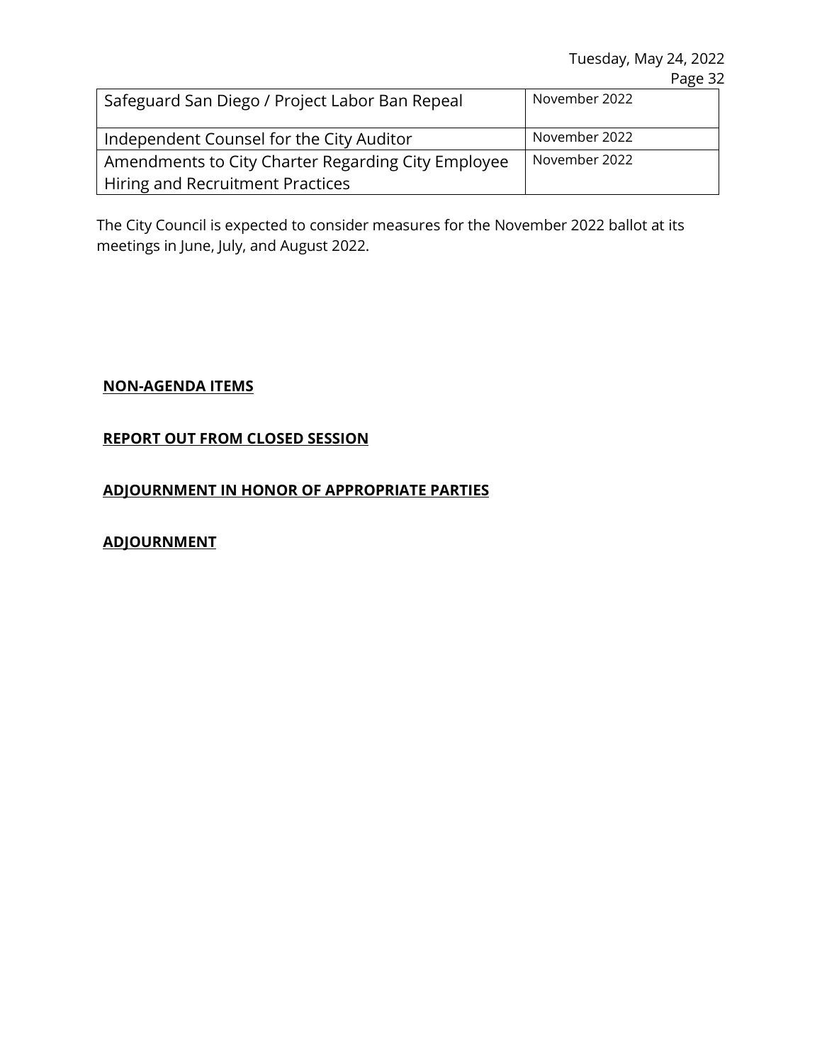| | |
|---|---|
| Safeguard San Diego / Project Labor Ban Repeal | November 2022 |
| Independent Counsel for the City Auditor | November 2022 |
| Amendments to City Charter Regarding City Employee Hiring and Recruitment Practices | November 2022 |

The City Council is expected to consider measures for the November 2022 ballot at its meetings in June, July, and August 2022.

**NON-AGENDA ITEMS**

**REPORT OUT FROM CLOSED SESSION**

**ADJOURNMENT IN HONOR OF APPROPRIATE PARTIES**

**ADJOURNMENT**